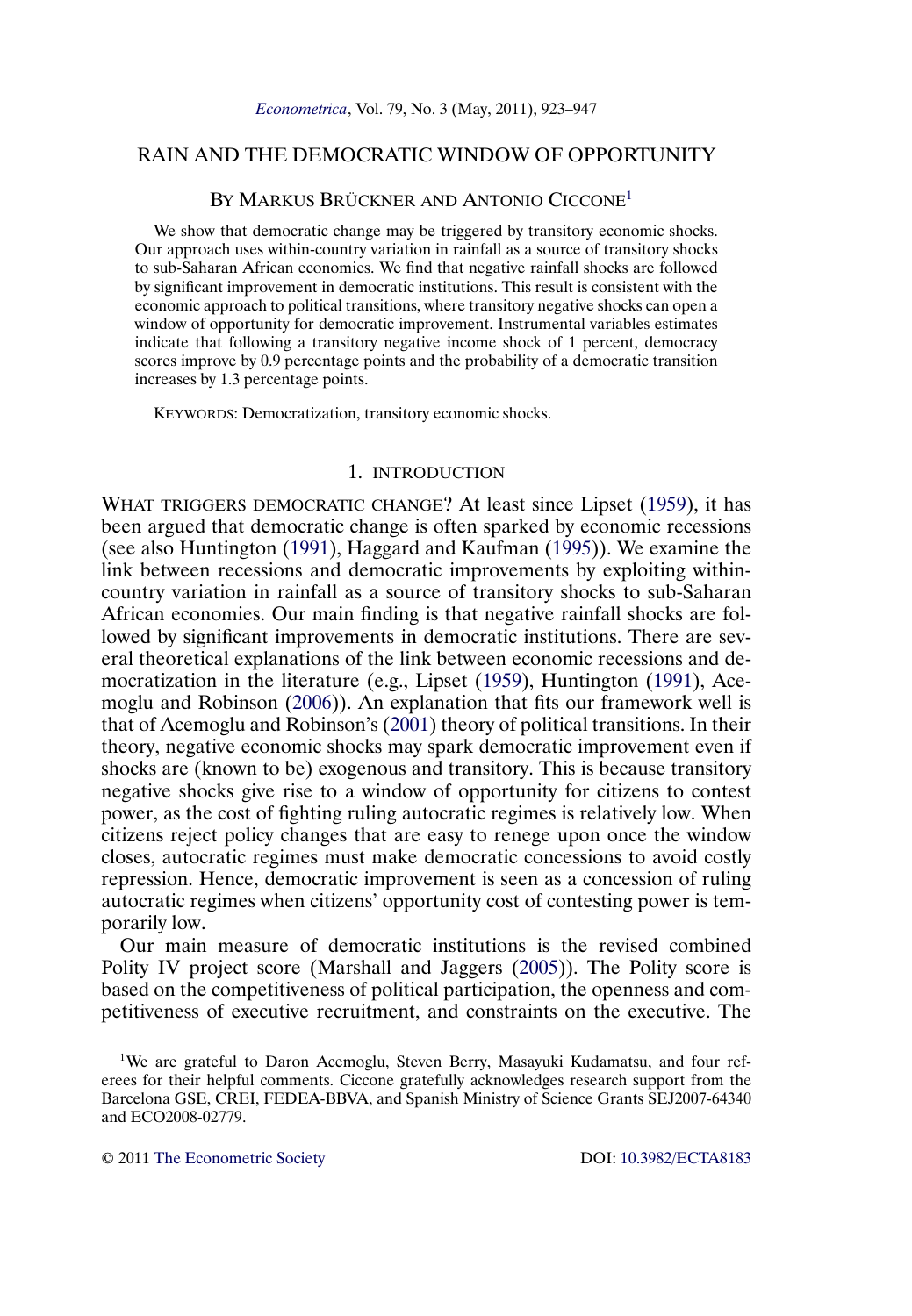# RAIN AND THE DEMOCRATIC WINDOW OF OPPORTUNITY

By Markus Brückner and Antonio Ciccone[1]

We show that democratic change may be triggered by transitory economic shocks. Our approach uses within-country variation in rainfall as a source of transitory shocks to sub-Saharan African economies. We find that negative rainfall shocks are followed by significant improvement in democratic institutions. This result is consistent with the economic approach to political transitions, where transitory negative shocks can open a window of opportunity for democratic improvement. Instrumental variables estimates indicate that following a transitory negative income shock of 1 percent, democracy scores improve by 0.9 percentage points and the probability of a democratic transition increases by 1.3 percentage points.

KEYWORDS: Democratization, transitory economic shocks.

## 1. INTRODUCTION

WHAT TRIGGERS DEMOCRATIC CHANGE? At least since Lipset (1959), it has been argued that democratic change is often sparked by economic recessions (see also Huntington (1991), Haggard and Kaufman (1995)). We examine the link between recessions and democratic improvements by exploiting within-country variation in rainfall as a source of transitory shocks to sub-Saharan African economies. Our main finding is that negative rainfall shocks are followed by significant improvements in democratic institutions. There are several theoretical explanations of the link between economic recessions and democratization in the literature (e.g., Lipset (1959), Huntington (1991), Acemoglu and Robinson (2006)). An explanation that fits our framework well is that of Acemoglu and Robinson's (2001) theory of political transitions. In their theory, negative economic shocks may spark democratic improvement even if shocks are (known to be) exogenous and transitory. This is because transitory negative shocks give rise to a window of opportunity for citizens to contest power, as the cost of fighting ruling autocratic regimes is relatively low. When citizens reject policy changes that are easy to renege upon once the window closes, autocratic regimes must make democratic concessions to avoid costly repression. Hence, democratic improvement is seen as a concession of ruling autocratic regimes when citizens' opportunity cost of contesting power is temporarily low.

Our main measure of democratic institutions is the revised combined Polity IV project score (Marshall and Jaggers (2005)). The Polity score is based on the competitiveness of political participation, the openness and competitiveness of executive recruitment, and constraints on the executive. The

[1]We are grateful to Daron Acemoglu, Steven Berry, Masayuki Kudamatsu, and four referees for their helpful comments. Ciccone gratefully acknowledges research support from the Barcelona GSE, CREI, FEDEA-BBVA, and Spanish Ministry of Science Grants SEJ2007-64340 and ECO2008-02779.

© 2011 The Econometric Society DOI: 10.3982/ECTA8183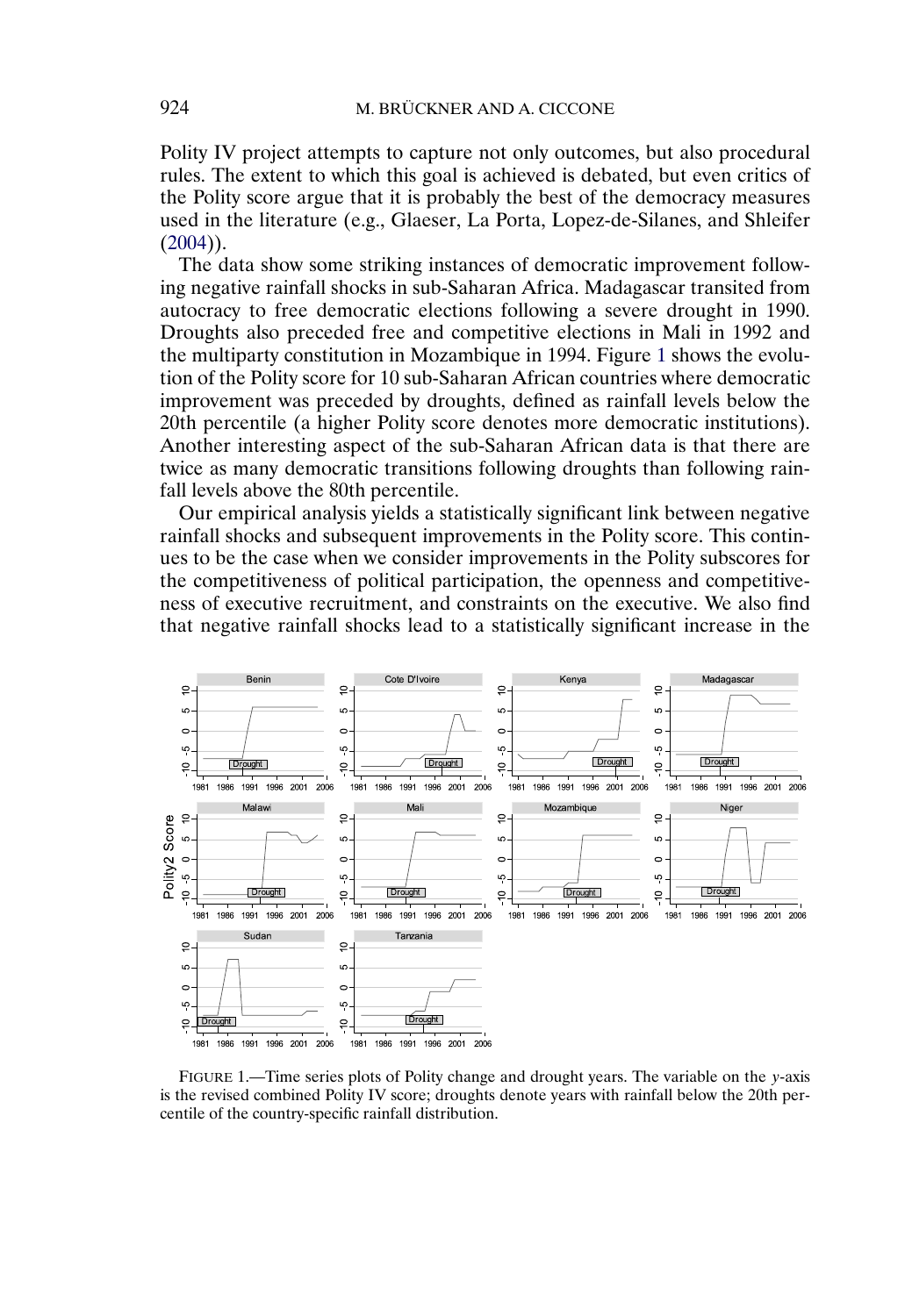Polity IV project attempts to capture not only outcomes, but also procedural rules. The extent to which this goal is achieved is debated, but even critics of the Polity score argue that it is probably the best of the democracy measures used in the literature (e.g., Glaeser, La Porta, Lopez-de-Silanes, and Shleifer (2004)).

The data show some striking instances of democratic improvement following negative rainfall shocks in sub-Saharan Africa. Madagascar transited from autocracy to free democratic elections following a severe drought in 1990. Droughts also preceded free and competitive elections in Mali in 1992 and the multiparty constitution in Mozambique in 1994. Figure 1 shows the evolution of the Polity score for 10 sub-Saharan African countries where democratic improvement was preceded by droughts, defined as rainfall levels below the 20th percentile (a higher Polity score denotes more democratic institutions). Another interesting aspect of the sub-Saharan African data is that there are twice as many democratic transitions following droughts than following rainfall levels above the 80th percentile.

Our empirical analysis yields a statistically significant link between negative rainfall shocks and subsequent improvements in the Polity score. This continues to be the case when we consider improvements in the Polity subscores for the competitiveness of political participation, the openness and competitiveness of executive recruitment, and constraints on the executive. We also find that negative rainfall shocks lead to a statistically significant increase in the

FIGURE 1.—Time series plots of Polity change and drought years. The variable on the $y$-axis is the revised combined Polity IV score; droughts denote years with rainfall below the 20th percentile of the country-specific rainfall distribution.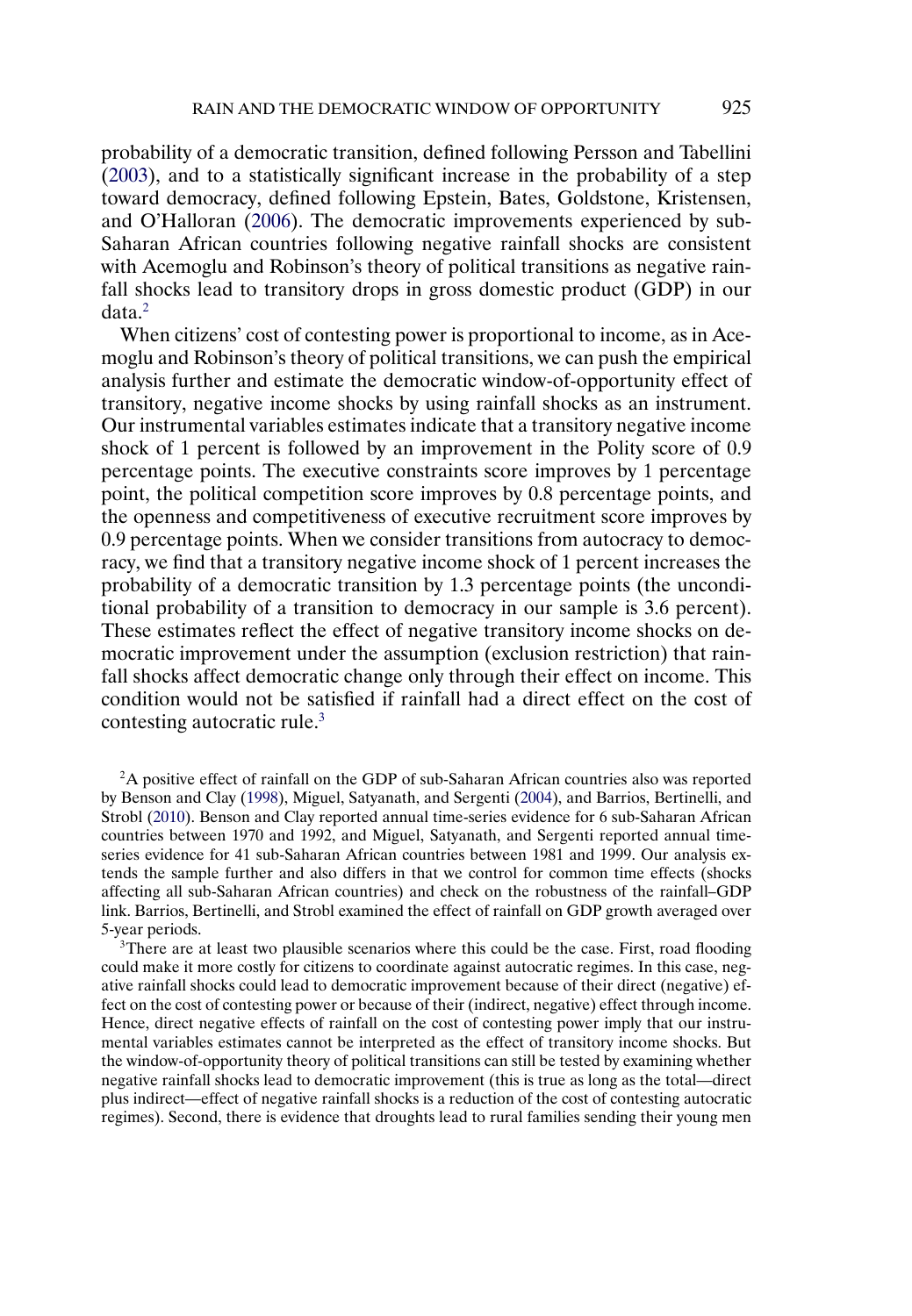probability of a democratic transition, defined following Persson and Tabellini (2003), and to a statistically significant increase in the probability of a step toward democracy, defined following Epstein, Bates, Goldstone, Kristensen, and O'Halloran (2006). The democratic improvements experienced by sub-Saharan African countries following negative rainfall shocks are consistent with Acemoglu and Robinson's theory of political transitions as negative rainfall shocks lead to transitory drops in gross domestic product (GDP) in our data.[2]

When citizens' cost of contesting power is proportional to income, as in Acemoglu and Robinson's theory of political transitions, we can push the empirical analysis further and estimate the democratic window-of-opportunity effect of transitory, negative income shocks by using rainfall shocks as an instrument. Our instrumental variables estimates indicate that a transitory negative income shock of 1 percent is followed by an improvement in the Polity score of 0.9 percentage points. The executive constraints score improves by 1 percentage point, the political competition score improves by 0.8 percentage points, and the openness and competitiveness of executive recruitment score improves by 0.9 percentage points. When we consider transitions from autocracy to democracy, we find that a transitory negative income shock of 1 percent increases the probability of a democratic transition by 1.3 percentage points (the unconditional probability of a transition to democracy in our sample is 3.6 percent). These estimates reflect the effect of negative transitory income shocks on democratic improvement under the assumption (exclusion restriction) that rainfall shocks affect democratic change only through their effect on income. This condition would not be satisfied if rainfall had a direct effect on the cost of contesting autocratic rule.[3]

[2]A positive effect of rainfall on the GDP of sub-Saharan African countries also was reported by Benson and Clay (1998), Miguel, Satyanath, and Sergenti (2004), and Barrios, Bertinelli, and Strobl (2010). Benson and Clay reported annual time-series evidence for 6 sub-Saharan African countries between 1970 and 1992, and Miguel, Satyanath, and Sergenti reported annual time-series evidence for 41 sub-Saharan African countries between 1981 and 1999. Our analysis extends the sample further and also differs in that we control for common time effects (shocks affecting all sub-Saharan African countries) and check on the robustness of the rainfall–GDP link. Barrios, Bertinelli, and Strobl examined the effect of rainfall on GDP growth averaged over 5-year periods.

[3]There are at least two plausible scenarios where this could be the case. First, road flooding could make it more costly for citizens to coordinate against autocratic regimes. In this case, negative rainfall shocks could lead to democratic improvement because of their direct (negative) effect on the cost of contesting power or because of their (indirect, negative) effect through income. Hence, direct negative effects of rainfall on the cost of contesting power imply that our instrumental variables estimates cannot be interpreted as the effect of transitory income shocks. But the window-of-opportunity theory of political transitions can still be tested by examining whether negative rainfall shocks lead to democratic improvement (this is true as long as the total—direct plus indirect—effect of negative rainfall shocks is a reduction of the cost of contesting autocratic regimes). Second, there is evidence that droughts lead to rural families sending their young men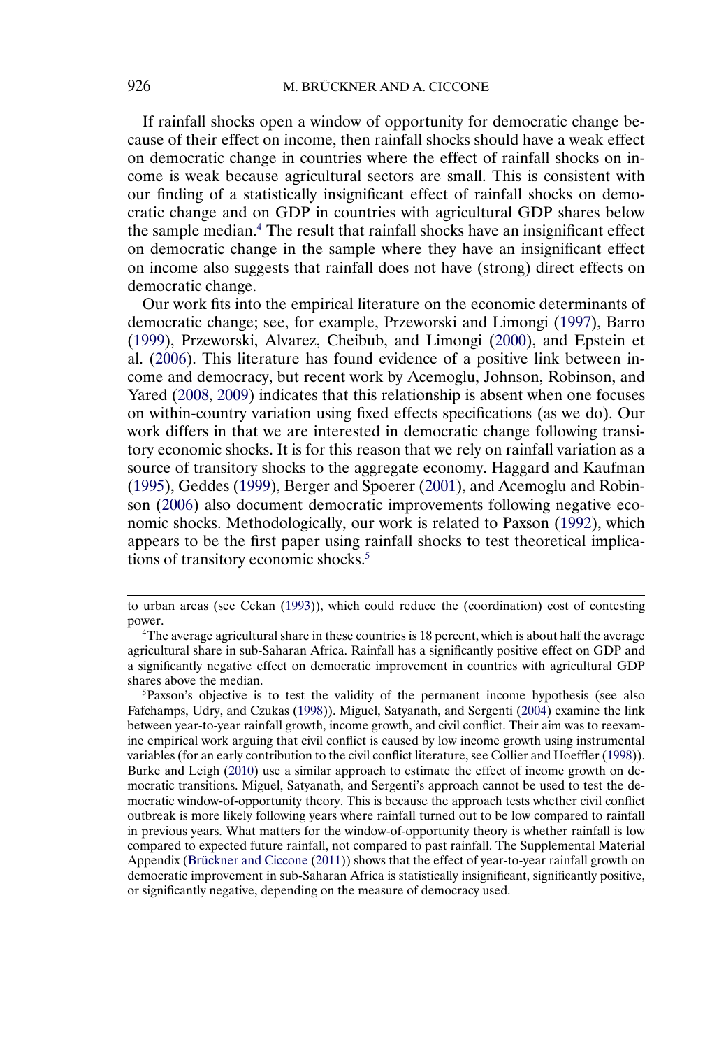If rainfall shocks open a window of opportunity for democratic change because of their effect on income, then rainfall shocks should have a weak effect on democratic change in countries where the effect of rainfall shocks on income is weak because agricultural sectors are small. This is consistent with our finding of a statistically insignificant effect of rainfall shocks on democratic change and on GDP in countries with agricultural GDP shares below the sample median.[4] The result that rainfall shocks have an insignificant effect on democratic change in the sample where they have an insignificant effect on income also suggests that rainfall does not have (strong) direct effects on democratic change.

Our work fits into the empirical literature on the economic determinants of democratic change; see, for example, Przeworski and Limongi (1997), Barro (1999), Przeworski, Alvarez, Cheibub, and Limongi (2000), and Epstein et al. (2006). This literature has found evidence of a positive link between income and democracy, but recent work by Acemoglu, Johnson, Robinson, and Yared (2008, 2009) indicates that this relationship is absent when one focuses on within-country variation using fixed effects specifications (as we do). Our work differs in that we are interested in democratic change following transitory economic shocks. It is for this reason that we rely on rainfall variation as a source of transitory shocks to the aggregate economy. Haggard and Kaufman (1995), Geddes (1999), Berger and Spoerer (2001), and Acemoglu and Robinson (2006) also document democratic improvements following negative economic shocks. Methodologically, our work is related to Paxson (1992), which appears to be the first paper using rainfall shocks to test theoretical implications of transitory economic shocks.[5]

---

to urban areas (see Cekan (1993)), which could reduce the (coordination) cost of contesting power.

[4]The average agricultural share in these countries is 18 percent, which is about half the average agricultural share in sub-Saharan Africa. Rainfall has a significantly positive effect on GDP and a significantly negative effect on democratic improvement in countries with agricultural GDP shares above the median.

[5]Paxson's objective is to test the validity of the permanent income hypothesis (see also Fafchamps, Udry, and Czukas (1998)). Miguel, Satyanath, and Sergenti (2004) examine the link between year-to-year rainfall growth, income growth, and civil conflict. Their aim was to reexamine empirical work arguing that civil conflict is caused by low income growth using instrumental variables (for an early contribution to the civil conflict literature, see Collier and Hoeffler (1998)). Burke and Leigh (2010) use a similar approach to estimate the effect of income growth on democratic transitions. Miguel, Satyanath, and Sergenti's approach cannot be used to test the democratic window-of-opportunity theory. This is because the approach tests whether civil conflict outbreak is more likely following years where rainfall turned out to be low compared to rainfall in previous years. What matters for the window-of-opportunity theory is whether rainfall is low compared to expected future rainfall, not compared to past rainfall. The Supplemental Material Appendix (Brückner and Ciccone (2011)) shows that the effect of year-to-year rainfall growth on democratic improvement in sub-Saharan Africa is statistically insignificant, significantly positive, or significantly negative, depending on the measure of democracy used.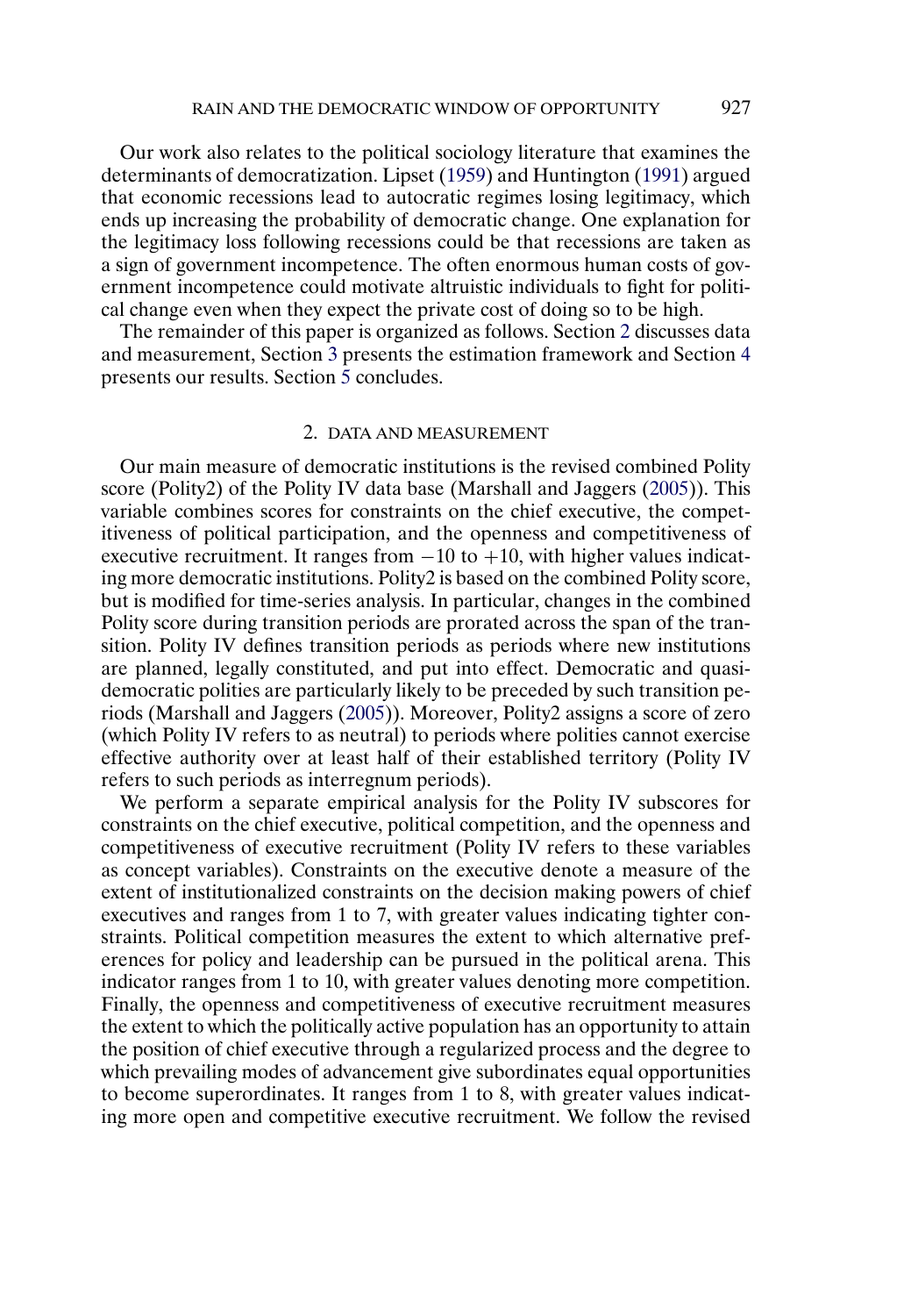Our work also relates to the political sociology literature that examines the determinants of democratization. Lipset (1959) and Huntington (1991) argued that economic recessions lead to autocratic regimes losing legitimacy, which ends up increasing the probability of democratic change. One explanation for the legitimacy loss following recessions could be that recessions are taken as a sign of government incompetence. The often enormous human costs of government incompetence could motivate altruistic individuals to fight for political change even when they expect the private cost of doing so to be high.

The remainder of this paper is organized as follows. Section 2 discusses data and measurement, Section 3 presents the estimation framework and Section 4 presents our results. Section 5 concludes.

## 2. DATA AND MEASUREMENT

Our main measure of democratic institutions is the revised combined Polity score (Polity2) of the Polity IV data base (Marshall and Jaggers (2005)). This variable combines scores for constraints on the chief executive, the competitiveness of political participation, and the openness and competitiveness of executive recruitment. It ranges from $-10$ to $+10$, with higher values indicating more democratic institutions. Polity2 is based on the combined Polity score, but is modified for time-series analysis. In particular, changes in the combined Polity score during transition periods are prorated across the span of the transition. Polity IV defines transition periods as periods where new institutions are planned, legally constituted, and put into effect. Democratic and quasi-democratic polities are particularly likely to be preceded by such transition periods (Marshall and Jaggers (2005)). Moreover, Polity2 assigns a score of zero (which Polity IV refers to as neutral) to periods where polities cannot exercise effective authority over at least half of their established territory (Polity IV refers to such periods as interregnum periods).

We perform a separate empirical analysis for the Polity IV subscores for constraints on the chief executive, political competition, and the openness and competitiveness of executive recruitment (Polity IV refers to these variables as concept variables). Constraints on the executive denote a measure of the extent of institutionalized constraints on the decision making powers of chief executives and ranges from 1 to 7, with greater values indicating tighter constraints. Political competition measures the extent to which alternative preferences for policy and leadership can be pursued in the political arena. This indicator ranges from 1 to 10, with greater values denoting more competition. Finally, the openness and competitiveness of executive recruitment measures the extent to which the politically active population has an opportunity to attain the position of chief executive through a regularized process and the degree to which prevailing modes of advancement give subordinates equal opportunities to become superordinates. It ranges from 1 to 8, with greater values indicating more open and competitive executive recruitment. We follow the revised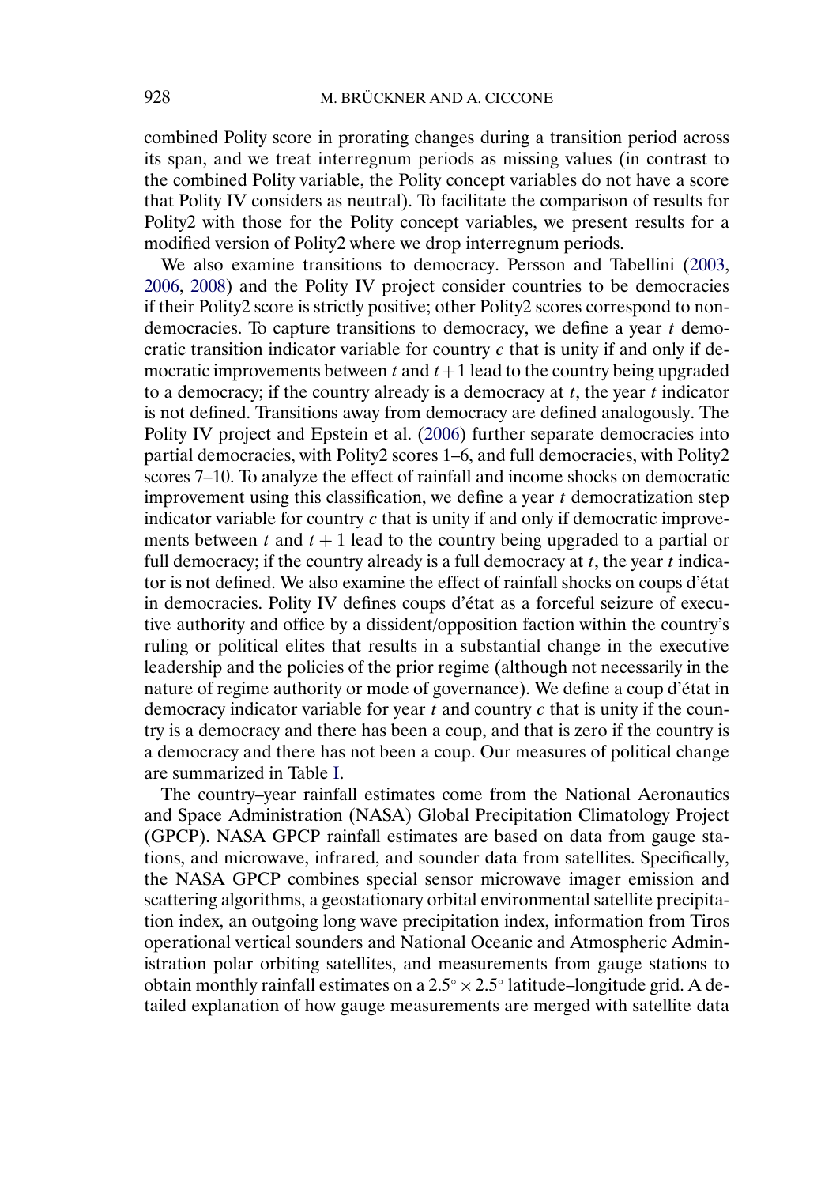combined Polity score in prorating changes during a transition period across its span, and we treat interregnum periods as missing values (in contrast to the combined Polity variable, the Polity concept variables do not have a score that Polity IV considers as neutral). To facilitate the comparison of results for Polity2 with those for the Polity concept variables, we present results for a modified version of Polity2 where we drop interregnum periods.

We also examine transitions to democracy. Persson and Tabellini (2003, 2006, 2008) and the Polity IV project consider countries to be democracies if their Polity2 score is strictly positive; other Polity2 scores correspond to nondemocracies. To capture transitions to democracy, we define a year $t$ democratic transition indicator variable for country $c$ that is unity if and only if democratic improvements between $t$ and $t+1$ lead to the country being upgraded to a democracy; if the country already is a democracy at $t$, the year $t$ indicator is not defined. Transitions away from democracy are defined analogously. The Polity IV project and Epstein et al. (2006) further separate democracies into partial democracies, with Polity2 scores 1–6, and full democracies, with Polity2 scores 7–10. To analyze the effect of rainfall and income shocks on democratic improvement using this classification, we define a year $t$ democratization step indicator variable for country $c$ that is unity if and only if democratic improvements between $t$ and $t+1$ lead to the country being upgraded to a partial or full democracy; if the country already is a full democracy at $t$, the year $t$ indicator is not defined. We also examine the effect of rainfall shocks on coups d'état in democracies. Polity IV defines coups d'état as a forceful seizure of executive authority and office by a dissident/opposition faction within the country's ruling or political elites that results in a substantial change in the executive leadership and the policies of the prior regime (although not necessarily in the nature of regime authority or mode of governance). We define a coup d'état in democracy indicator variable for year $t$ and country $c$ that is unity if the country is a democracy and there has been a coup, and that is zero if the country is a democracy and there has not been a coup. Our measures of political change are summarized in Table I.

The country–year rainfall estimates come from the National Aeronautics and Space Administration (NASA) Global Precipitation Climatology Project (GPCP). NASA GPCP rainfall estimates are based on data from gauge stations, and microwave, infrared, and sounder data from satellites. Specifically, the NASA GPCP combines special sensor microwave imager emission and scattering algorithms, a geostationary orbital environmental satellite precipitation index, an outgoing long wave precipitation index, information from Tiros operational vertical sounders and National Oceanic and Atmospheric Administration polar orbiting satellites, and measurements from gauge stations to obtain monthly rainfall estimates on a $2.5^{\circ} \times 2.5^{\circ}$ latitude–longitude grid. A detailed explanation of how gauge measurements are merged with satellite data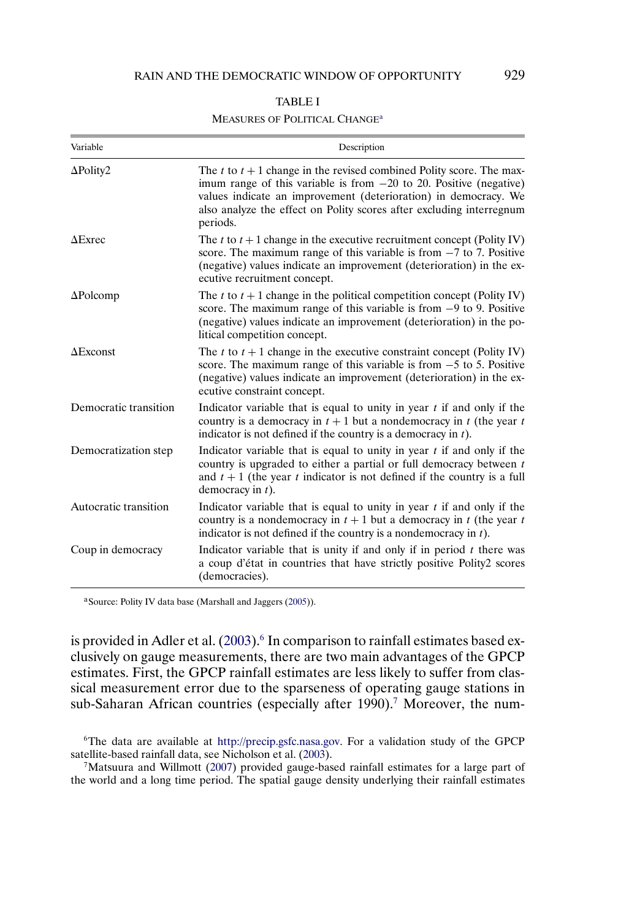TABLE I

MEASURES OF POLITICAL CHANGE[a]

| Variable | Description |
|---|---|
| ΔPolity2 | The $t$ to $t+1$ change in the revised combined Polity score. The maximum range of this variable is from $-20$ to 20. Positive (negative) values indicate an improvement (deterioration) in democracy. We also analyze the effect on Polity scores after excluding interregnum periods. |
| ΔExrec | The $t$ to $t+1$ change in the executive recruitment concept (Polity IV) score. The maximum range of this variable is from $-7$ to 7. Positive (negative) values indicate an improvement (deterioration) in the executive recruitment concept. |
| ΔPolcomp | The $t$ to $t+1$ change in the political competition concept (Polity IV) score. The maximum range of this variable is from $-9$ to 9. Positive (negative) values indicate an improvement (deterioration) in the political competition concept. |
| ΔExconst | The $t$ to $t+1$ change in the executive constraint concept (Polity IV) score. The maximum range of this variable is from $-5$ to 5. Positive (negative) values indicate an improvement (deterioration) in the executive constraint concept. |
| Democratic transition | Indicator variable that is equal to unity in year $t$ if and only if the country is a democracy in $t+1$ but a nondemocracy in $t$ (the year $t$ indicator is not defined if the country is a democracy in $t$). |
| Democratization step | Indicator variable that is equal to unity in year $t$ if and only if the country is upgraded to either a partial or full democracy between $t$ and $t+1$ (the year $t$ indicator is not defined if the country is a full democracy in $t$). |
| Autocratic transition | Indicator variable that is equal to unity in year $t$ if and only if the country is a nondemocracy in $t+1$ but a democracy in $t$ (the year $t$ indicator is not defined if the country is a nondemocracy in $t$). |
| Coup in democracy | Indicator variable that is unity if and only if in period $t$ there was a coup d'état in countries that have strictly positive Polity2 scores (democracies). |

[a]Source: Polity IV data base (Marshall and Jaggers (2005)).

is provided in Adler et al. (2003).[6] In comparison to rainfall estimates based exclusively on gauge measurements, there are two main advantages of the GPCP estimates. First, the GPCP rainfall estimates are less likely to suffer from classical measurement error due to the sparseness of operating gauge stations in sub-Saharan African countries (especially after 1990).[7] Moreover, the num-

[6]The data are available at http://precip.gsfc.nasa.gov. For a validation study of the GPCP satellite-based rainfall data, see Nicholson et al. (2003).

[7]Matsuura and Willmott (2007) provided gauge-based rainfall estimates for a large part of the world and a long time period. The spatial gauge density underlying their rainfall estimates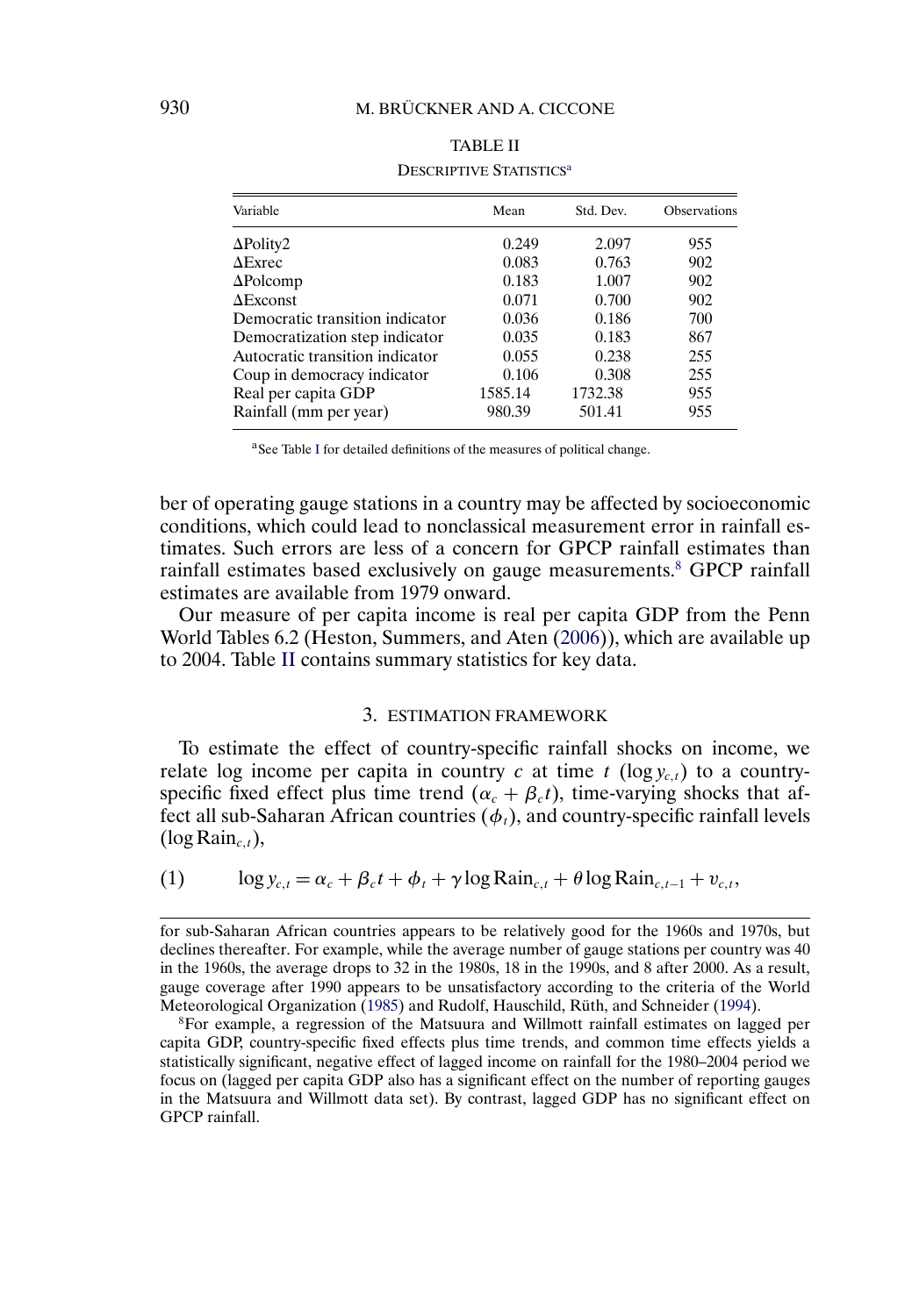TABLE II

DESCRIPTIVE STATISTICS[a]

| Variable | Mean | Std. Dev. | Observations |
|---|---|---|---|
| ΔPolity2 | 0.249 | 2.097 | 955 |
| ΔExrec | 0.083 | 0.763 | 902 |
| ΔPolcomp | 0.183 | 1.007 | 902 |
| ΔExconst | 0.071 | 0.700 | 902 |
| Democratic transition indicator | 0.036 | 0.186 | 700 |
| Democratization step indicator | 0.035 | 0.183 | 867 |
| Autocratic transition indicator | 0.055 | 0.238 | 255 |
| Coup in democracy indicator | 0.106 | 0.308 | 255 |
| Real per capita GDP | 1585.14 | 1732.38 | 955 |
| Rainfall (mm per year) | 980.39 | 501.41 | 955 |

[a]See Table I for detailed definitions of the measures of political change.

ber of operating gauge stations in a country may be affected by socioeconomic conditions, which could lead to nonclassical measurement error in rainfall estimates. Such errors are less of a concern for GPCP rainfall estimates than rainfall estimates based exclusively on gauge measurements.[8] GPCP rainfall estimates are available from 1979 onward.

Our measure of per capita income is real per capita GDP from the Penn World Tables 6.2 (Heston, Summers, and Aten (2006)), which are available up to 2004. Table II contains summary statistics for key data.

## 3. ESTIMATION FRAMEWORK

To estimate the effect of country-specific rainfall shocks on income, we relate log income per capita in country $c$ at time $t$ ($\log y_{c,t}$) to a country-specific fixed effect plus time trend ($\alpha_c + \beta_c t$), time-varying shocks that affect all sub-Saharan African countries ($\phi_t$), and country-specific rainfall levels ($\log \text{Rain}_{c,t}$),

$$\log y_{c,t} = \alpha_c + \beta_c t + \phi_t + \gamma \log \text{Rain}_{c,t} + \theta \log \text{Rain}_{c,t-1} + v_{c,t}, \tag{1}$$

for sub-Saharan African countries appears to be relatively good for the 1960s and 1970s, but declines thereafter. For example, while the average number of gauge stations per country was 40 in the 1960s, the average drops to 32 in the 1980s, 18 in the 1990s, and 8 after 2000. As a result, gauge coverage after 1990 appears to be unsatisfactory according to the criteria of the World Meteorological Organization (1985) and Rudolf, Hauschild, Rüth, and Schneider (1994).

[8]For example, a regression of the Matsuura and Willmott rainfall estimates on lagged per capita GDP, country-specific fixed effects plus time trends, and common time effects yields a statistically significant, negative effect of lagged income on rainfall for the 1980–2004 period we focus on (lagged per capita GDP also has a significant effect on the number of reporting gauges in the Matsuura and Willmott data set). By contrast, lagged GDP has no significant effect on GPCP rainfall.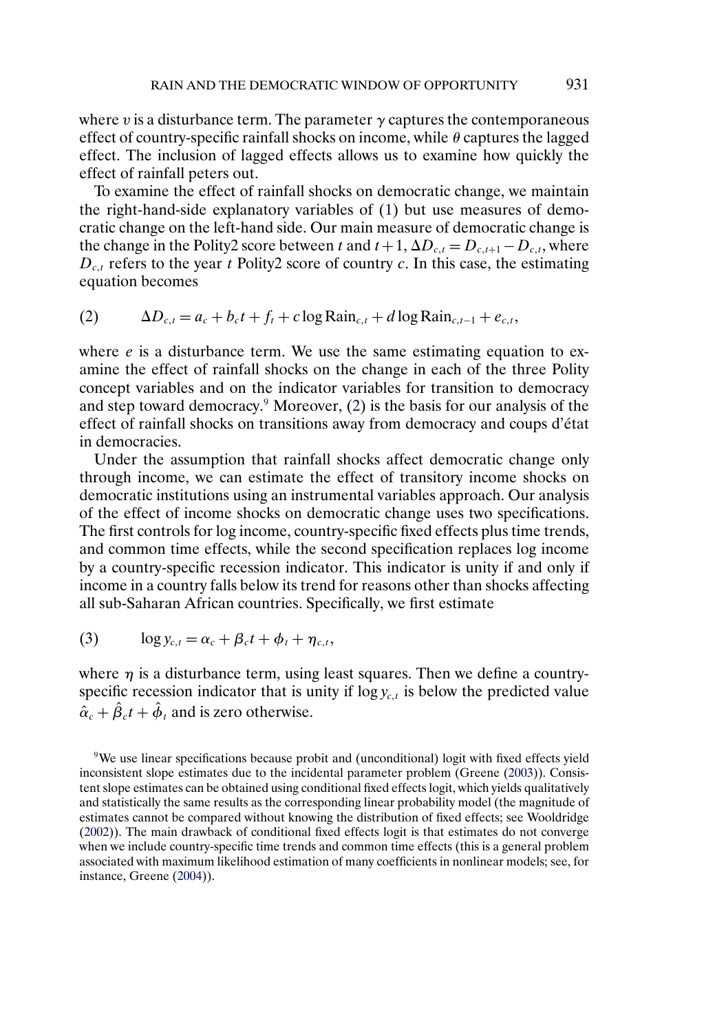where $v$ is a disturbance term. The parameter $\gamma$ captures the contemporaneous effect of country-specific rainfall shocks on income, while $\theta$ captures the lagged effect. The inclusion of lagged effects allows us to examine how quickly the effect of rainfall peters out.

To examine the effect of rainfall shocks on democratic change, we maintain the right-hand-side explanatory variables of (1) but use measures of democratic change on the left-hand side. Our main measure of democratic change is the change in the Polity2 score between $t$ and $t+1$, $\Delta D_{c,t} = D_{c,t+1} - D_{c,t}$, where $D_{c,t}$ refers to the year $t$ Polity2 score of country $c$. In this case, the estimating equation becomes

$$\Delta D_{c,t} = a_c + b_c t + f_t + c \log \text{Rain}_{c,t} + d \log \text{Rain}_{c,t-1} + e_{c,t}, \tag{2}$$

where $e$ is a disturbance term. We use the same estimating equation to examine the effect of rainfall shocks on the change in each of the three Polity concept variables and on the indicator variables for transition to democracy and step toward democracy.[9] Moreover, (2) is the basis for our analysis of the effect of rainfall shocks on transitions away from democracy and coups d'état in democracies.

Under the assumption that rainfall shocks affect democratic change only through income, we can estimate the effect of transitory income shocks on democratic institutions using an instrumental variables approach. Our analysis of the effect of income shocks on democratic change uses two specifications. The first controls for log income, country-specific fixed effects plus time trends, and common time effects, while the second specification replaces log income by a country-specific recession indicator. This indicator is unity if and only if income in a country falls below its trend for reasons other than shocks affecting all sub-Saharan African countries. Specifically, we first estimate

$$\log y_{c,t} = \alpha_c + \beta_c t + \phi_t + \eta_{c,t}, \tag{3}$$

where $\eta$ is a disturbance term, using least squares. Then we define a country-specific recession indicator that is unity if $\log y_{c,t}$ is below the predicted value $\hat{\alpha}_c + \hat{\beta}_c t + \hat{\phi}_t$ and is zero otherwise.

[9] We use linear specifications because probit and (unconditional) logit with fixed effects yield inconsistent slope estimates due to the incidental parameter problem (Greene (2003)). Consistent slope estimates can be obtained using conditional fixed effects logit, which yields qualitatively and statistically the same results as the corresponding linear probability model (the magnitude of estimates cannot be compared without knowing the distribution of fixed effects; see Wooldridge (2002)). The main drawback of conditional fixed effects logit is that estimates do not converge when we include country-specific time trends and common time effects (this is a general problem associated with maximum likelihood estimation of many coefficients in nonlinear models; see, for instance, Greene (2004)).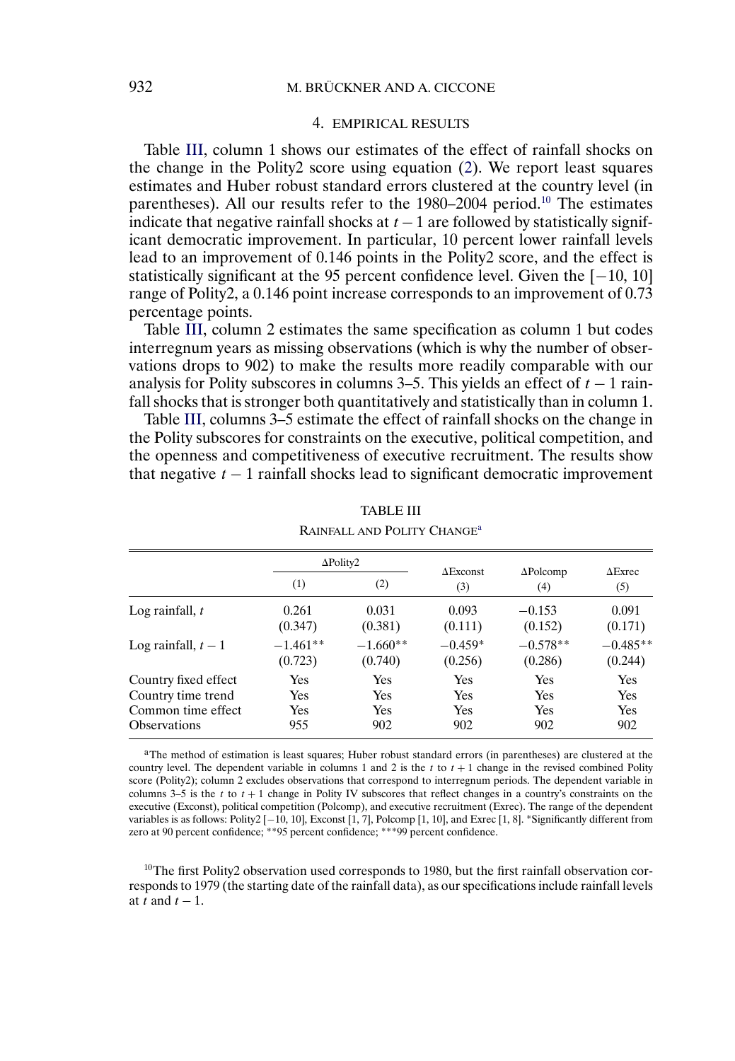## 4. EMPIRICAL RESULTS

Table III, column 1 shows our estimates of the effect of rainfall shocks on the change in the Polity2 score using equation (2). We report least squares estimates and Huber robust standard errors clustered at the country level (in parentheses). All our results refer to the 1980–2004 period.[10] The estimates indicate that negative rainfall shocks at $t-1$ are followed by statistically significant democratic improvement. In particular, 10 percent lower rainfall levels lead to an improvement of 0.146 points in the Polity2 score, and the effect is statistically significant at the 95 percent confidence level. Given the $[-10, 10]$ range of Polity2, a 0.146 point increase corresponds to an improvement of 0.73 percentage points.

Table III, column 2 estimates the same specification as column 1 but codes interregnum years as missing observations (which is why the number of observations drops to 902) to make the results more readily comparable with our analysis for Polity subscores in columns 3–5. This yields an effect of $t-1$ rainfall shocks that is stronger both quantitatively and statistically than in column 1.

Table III, columns 3–5 estimate the effect of rainfall shocks on the change in the Polity subscores for constraints on the executive, political competition, and the openness and competitiveness of executive recruitment. The results show that negative $t-1$ rainfall shocks lead to significant democratic improvement

TABLE III

RAINFALL AND POLITY CHANGE[a]

| | ΔPolity2 | | ΔExconst | ΔPolcomp | ΔExrec |
|---|---|---|---|---|---|
| | (1) | (2) | (3) | (4) | (5) |
| Log rainfall, $t$ | 0.261 | 0.031 | 0.093 | −0.153 | 0.091 |
| | (0.347) | (0.381) | (0.111) | (0.152) | (0.171) |
| Log rainfall, $t-1$ | −1.461** | −1.660** | −0.459* | −0.578** | −0.485** |
| | (0.723) | (0.740) | (0.256) | (0.286) | (0.244) |
| Country fixed effect | Yes | Yes | Yes | Yes | Yes |
| Country time trend | Yes | Yes | Yes | Yes | Yes |
| Common time effect | Yes | Yes | Yes | Yes | Yes |
| Observations | 955 | 902 | 902 | 902 | 902 |

[a]The method of estimation is least squares; Huber robust standard errors (in parentheses) are clustered at the country level. The dependent variable in columns 1 and 2 is the $t$ to $t+1$ change in the revised combined Polity score (Polity2); column 2 excludes observations that correspond to interregnum periods. The dependent variable in columns 3–5 is the $t$ to $t+1$ change in Polity IV subscores that reflect changes in a country's constraints on the executive (Exconst), political competition (Polcomp), and executive recruitment (Exrec). The range of the dependent variables is as follows: Polity2 $[-10, 10]$, Exconst $[1, 7]$, Polcomp $[1, 10]$, and Exrec $[1, 8]$. *Significantly different from zero at 90 percent confidence; **95 percent confidence; ***99 percent confidence.

[10]The first Polity2 observation used corresponds to 1980, but the first rainfall observation corresponds to 1979 (the starting date of the rainfall data), as our specifications include rainfall levels at $t$ and $t-1$.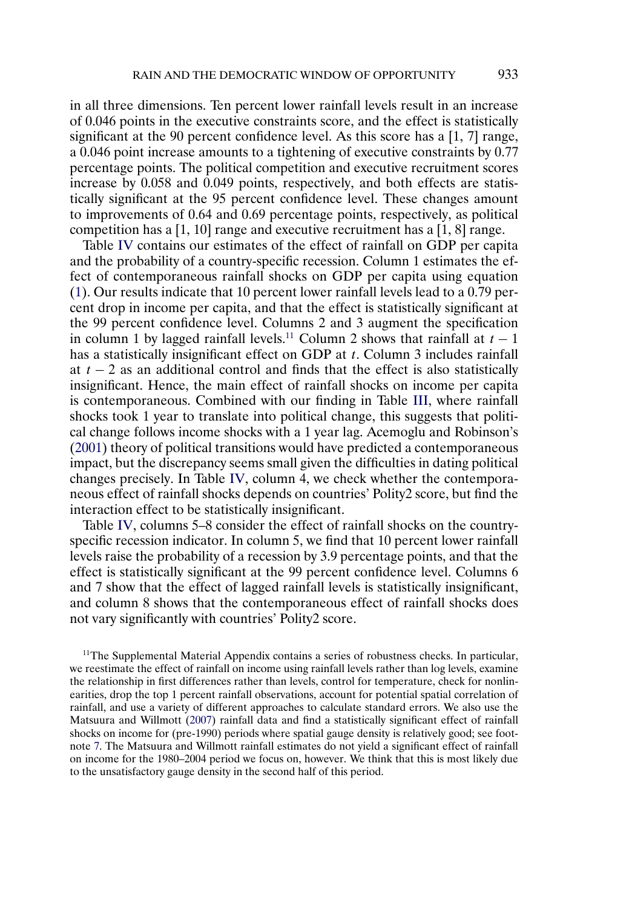in all three dimensions. Ten percent lower rainfall levels result in an increase of 0.046 points in the executive constraints score, and the effect is statistically significant at the 90 percent confidence level. As this score has a [1, 7] range, a 0.046 point increase amounts to a tightening of executive constraints by 0.77 percentage points. The political competition and executive recruitment scores increase by 0.058 and 0.049 points, respectively, and both effects are statistically significant at the 95 percent confidence level. These changes amount to improvements of 0.64 and 0.69 percentage points, respectively, as political competition has a [1, 10] range and executive recruitment has a [1, 8] range.

Table IV contains our estimates of the effect of rainfall on GDP per capita and the probability of a country-specific recession. Column 1 estimates the effect of contemporaneous rainfall shocks on GDP per capita using equation (1). Our results indicate that 10 percent lower rainfall levels lead to a 0.79 percent drop in income per capita, and that the effect is statistically significant at the 99 percent confidence level. Columns 2 and 3 augment the specification in column 1 by lagged rainfall levels.[11] Column 2 shows that rainfall at $t-1$ has a statistically insignificant effect on GDP at $t$. Column 3 includes rainfall at $t-2$ as an additional control and finds that the effect is also statistically insignificant. Hence, the main effect of rainfall shocks on income per capita is contemporaneous. Combined with our finding in Table III, where rainfall shocks took 1 year to translate into political change, this suggests that political change follows income shocks with a 1 year lag. Acemoglu and Robinson's (2001) theory of political transitions would have predicted a contemporaneous impact, but the discrepancy seems small given the difficulties in dating political changes precisely. In Table IV, column 4, we check whether the contemporaneous effect of rainfall shocks depends on countries' Polity2 score, but find the interaction effect to be statistically insignificant.

Table IV, columns 5–8 consider the effect of rainfall shocks on the country-specific recession indicator. In column 5, we find that 10 percent lower rainfall levels raise the probability of a recession by 3.9 percentage points, and that the effect is statistically significant at the 99 percent confidence level. Columns 6 and 7 show that the effect of lagged rainfall levels is statistically insignificant, and column 8 shows that the contemporaneous effect of rainfall shocks does not vary significantly with countries' Polity2 score.

[11]The Supplemental Material Appendix contains a series of robustness checks. In particular, we reestimate the effect of rainfall on income using rainfall levels rather than log levels, examine the relationship in first differences rather than levels, control for temperature, check for nonlinearities, drop the top 1 percent rainfall observations, account for potential spatial correlation of rainfall, and use a variety of different approaches to calculate standard errors. We also use the Matsuura and Willmott (2007) rainfall data and find a statistically significant effect of rainfall shocks on income for (pre-1990) periods where spatial gauge density is relatively good; see footnote 7. The Matsuura and Willmott rainfall estimates do not yield a significant effect of rainfall on income for the 1980–2004 period we focus on, however. We think that this is most likely due to the unsatisfactory gauge density in the second half of this period.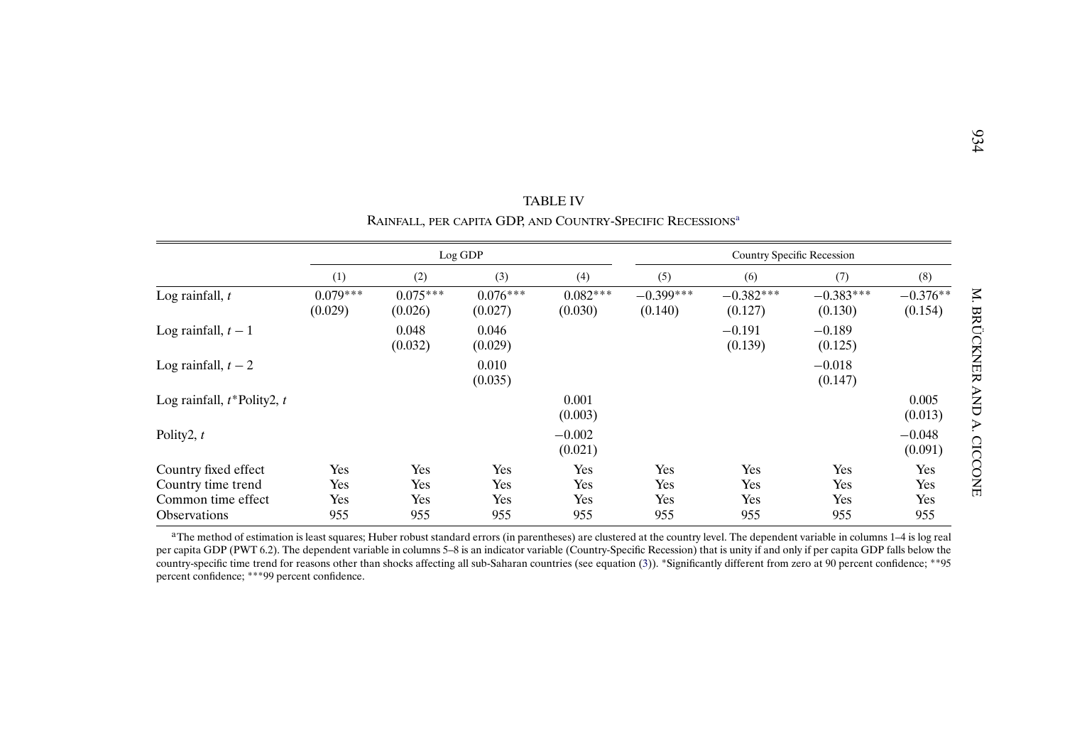TABLE IV

RAINFALL, PER CAPITA GDP, AND COUNTRY-SPECIFIC RECESSIONS[a]

| | Log GDP | | | | Country Specific Recession | | | |
|---|---|---|---|---|---|---|---|---|
| | (1) | (2) | (3) | (4) | (5) | (6) | (7) | (8) |
| Log rainfall, $t$ | 0.079*** | 0.075*** | 0.076*** | 0.082*** | −0.399*** | −0.382*** | −0.383*** | −0.376** |
| | (0.029) | (0.026) | (0.027) | (0.030) | (0.140) | (0.127) | (0.130) | (0.154) |
| Log rainfall, $t-1$ | | 0.048 | 0.046 | | | −0.191 | −0.189 | |
| | | (0.032) | (0.029) | | | (0.139) | (0.125) | |
| Log rainfall, $t-2$ | | | 0.010 | | | | −0.018 | |
| | | | (0.035) | | | | (0.147) | |
| Log rainfall, $t$*Polity2, $t$ | | | | 0.001 | | | | 0.005 |
| | | | | (0.003) | | | | (0.013) |
| Polity2, $t$ | | | | −0.002 | | | | −0.048 |
| | | | | (0.021) | | | | (0.091) |
| Country fixed effect | Yes | Yes | Yes | Yes | Yes | Yes | Yes | Yes |
| Country time trend | Yes | Yes | Yes | Yes | Yes | Yes | Yes | Yes |
| Common time effect | Yes | Yes | Yes | Yes | Yes | Yes | Yes | Yes |
| Observations | 955 | 955 | 955 | 955 | 955 | 955 | 955 | 955 |

[a]The method of estimation is least squares; Huber robust standard errors (in parentheses) are clustered at the country level. The dependent variable in columns 1–4 is log real per capita GDP (PWT 6.2). The dependent variable in columns 5–8 is an indicator variable (Country-Specific Recession) that is unity if and only if per capita GDP falls below the country-specific time trend for reasons other than shocks affecting all sub-Saharan countries (see equation (3)). *Significantly different from zero at 90 percent confidence; **95 percent confidence; ***99 percent confidence.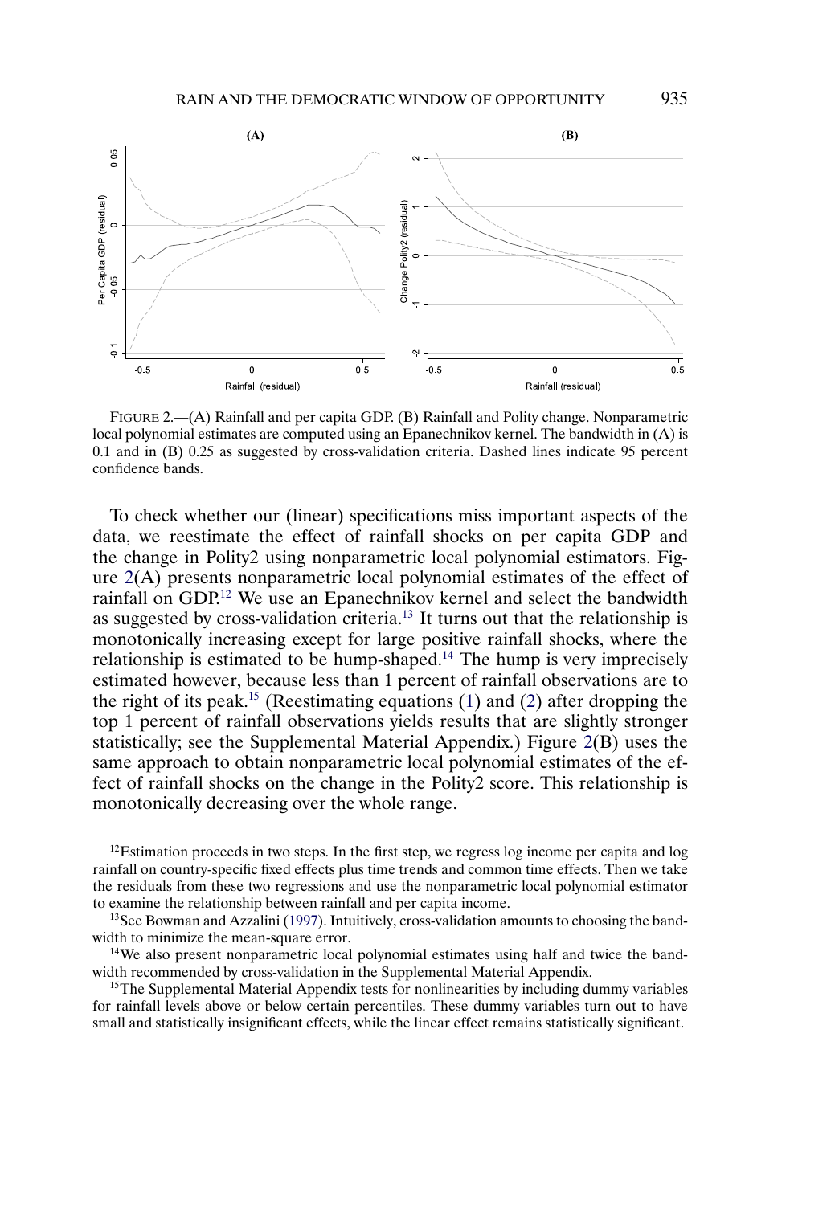FIGURE 2.—(A) Rainfall and per capita GDP. (B) Rainfall and Polity change. Nonparametric local polynomial estimates are computed using an Epanechnikov kernel. The bandwidth in (A) is 0.1 and in (B) 0.25 as suggested by cross-validation criteria. Dashed lines indicate 95 percent confidence bands.

To check whether our (linear) specifications miss important aspects of the data, we reestimate the effect of rainfall shocks on per capita GDP and the change in Polity2 using nonparametric local polynomial estimators. Figure 2(A) presents nonparametric local polynomial estimates of the effect of rainfall on GDP.[12] We use an Epanechnikov kernel and select the bandwidth as suggested by cross-validation criteria.[13] It turns out that the relationship is monotonically increasing except for large positive rainfall shocks, where the relationship is estimated to be hump-shaped.[14] The hump is very imprecisely estimated however, because less than 1 percent of rainfall observations are to the right of its peak.[15] (Reestimating equations (1) and (2) after dropping the top 1 percent of rainfall observations yields results that are slightly stronger statistically; see the Supplemental Material Appendix.) Figure 2(B) uses the same approach to obtain nonparametric local polynomial estimates of the effect of rainfall shocks on the change in the Polity2 score. This relationship is monotonically decreasing over the whole range.

[12]Estimation proceeds in two steps. In the first step, we regress log income per capita and log rainfall on country-specific fixed effects plus time trends and common time effects. Then we take the residuals from these two regressions and use the nonparametric local polynomial estimator to examine the relationship between rainfall and per capita income.

[13]See Bowman and Azzalini (1997). Intuitively, cross-validation amounts to choosing the bandwidth to minimize the mean-square error.

[14]We also present nonparametric local polynomial estimates using half and twice the bandwidth recommended by cross-validation in the Supplemental Material Appendix.

[15]The Supplemental Material Appendix tests for nonlinearities by including dummy variables for rainfall levels above or below certain percentiles. These dummy variables turn out to have small and statistically insignificant effects, while the linear effect remains statistically significant.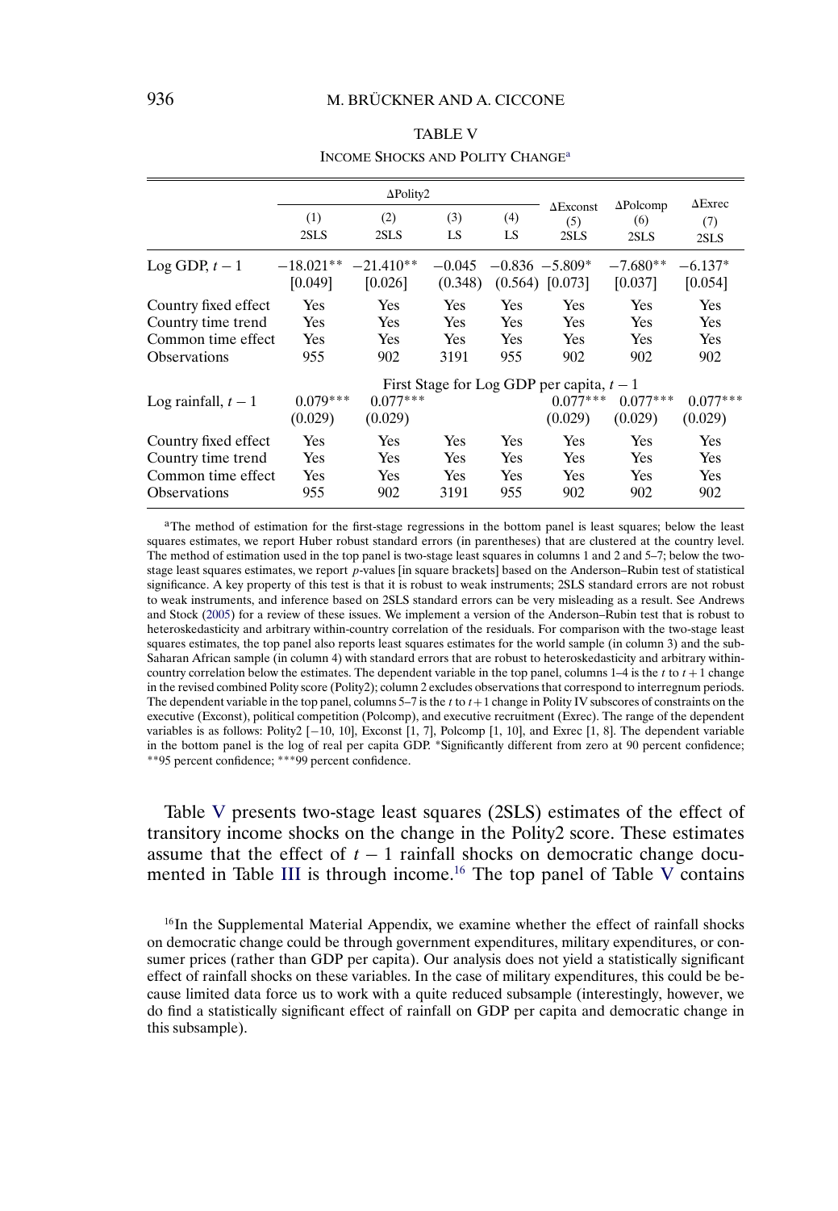TABLE V

INCOME SHOCKS AND POLITY CHANGE[a]

| | ΔPolity2 | | | | ΔExconst | ΔPolcomp | ΔExrec |
|---|---|---|---|---|---|---|---|
| | (1) 2SLS | (2) 2SLS | (3) LS | (4) LS | (5) 2SLS | (6) 2SLS | (7) 2SLS |
| Log GDP, $t-1$ | −18.021** [0.049] | −21.410** [0.026] | −0.045 (0.348) | −0.836 (0.564) | −5.809* [0.073] | −7.680** [0.037] | −6.137* [0.054] |
| Country fixed effect | Yes | Yes | Yes | Yes | Yes | Yes | Yes |
| Country time trend | Yes | Yes | Yes | Yes | Yes | Yes | Yes |
| Common time effect | Yes | Yes | Yes | Yes | Yes | Yes | Yes |
| Observations | 955 | 902 | 3191 | 955 | 902 | 902 | 902 |
| | First Stage for Log GDP per capita, $t-1$ | | | | | | |
| Log rainfall, $t-1$ | 0.079*** (0.029) | 0.077*** (0.029) | | | 0.077*** (0.029) | 0.077*** (0.029) | 0.077*** (0.029) |
| Country fixed effect | Yes | Yes | Yes | Yes | Yes | Yes | Yes |
| Country time trend | Yes | Yes | Yes | Yes | Yes | Yes | Yes |
| Common time effect | Yes | Yes | Yes | Yes | Yes | Yes | Yes |
| Observations | 955 | 902 | 3191 | 955 | 902 | 902 | 902 |

[a]The method of estimation for the first-stage regressions in the bottom panel is least squares; below the least squares estimates, we report Huber robust standard errors (in parentheses) that are clustered at the country level. The method of estimation used in the top panel is two-stage least squares in columns 1 and 2 and 5–7; below the two-stage least squares estimates, we report $p$-values [in square brackets] based on the Anderson–Rubin test of statistical significance. A key property of this test is that it is robust to weak instruments; 2SLS standard errors are not robust to weak instruments, and inference based on 2SLS standard errors can be very misleading as a result. See Andrews and Stock (2005) for a review of these issues. We implement a version of the Anderson–Rubin test that is robust to heteroskedasticity and arbitrary within-country correlation of the residuals. For comparison with the two-stage least squares estimates, the top panel also reports least squares estimates for the world sample (in column 3) and the sub-Saharan African sample (in column 4) with standard errors that are robust to heteroskedasticity and arbitrary within-country correlation below the estimates. The dependent variable in the top panel, columns 1–4 is the $t$ to $t+1$ change in the revised combined Polity score (Polity2); column 2 excludes observations that correspond to interregnum periods. The dependent variable in the top panel, columns 5–7 is the $t$ to $t+1$ change in Polity IV subscores of constraints on the executive (Exconst), political competition (Polcomp), and executive recruitment (Exrec). The range of the dependent variables is as follows: Polity2 [−10, 10], Exconst [1, 7], Polcomp [1, 10], and Exrec [1, 8]. The dependent variable in the bottom panel is the log of real per capita GDP. *Significantly different from zero at 90 percent confidence; **95 percent confidence; ***99 percent confidence.

Table V presents two-stage least squares (2SLS) estimates of the effect of transitory income shocks on the change in the Polity2 score. These estimates assume that the effect of $t-1$ rainfall shocks on democratic change documented in Table III is through income.[16] The top panel of Table V contains

[16]In the Supplemental Material Appendix, we examine whether the effect of rainfall shocks on democratic change could be through government expenditures, military expenditures, or consumer prices (rather than GDP per capita). Our analysis does not yield a statistically significant effect of rainfall shocks on these variables. In the case of military expenditures, this could be because limited data force us to work with a quite reduced subsample (interestingly, however, we do find a statistically significant effect of rainfall on GDP per capita and democratic change in this subsample).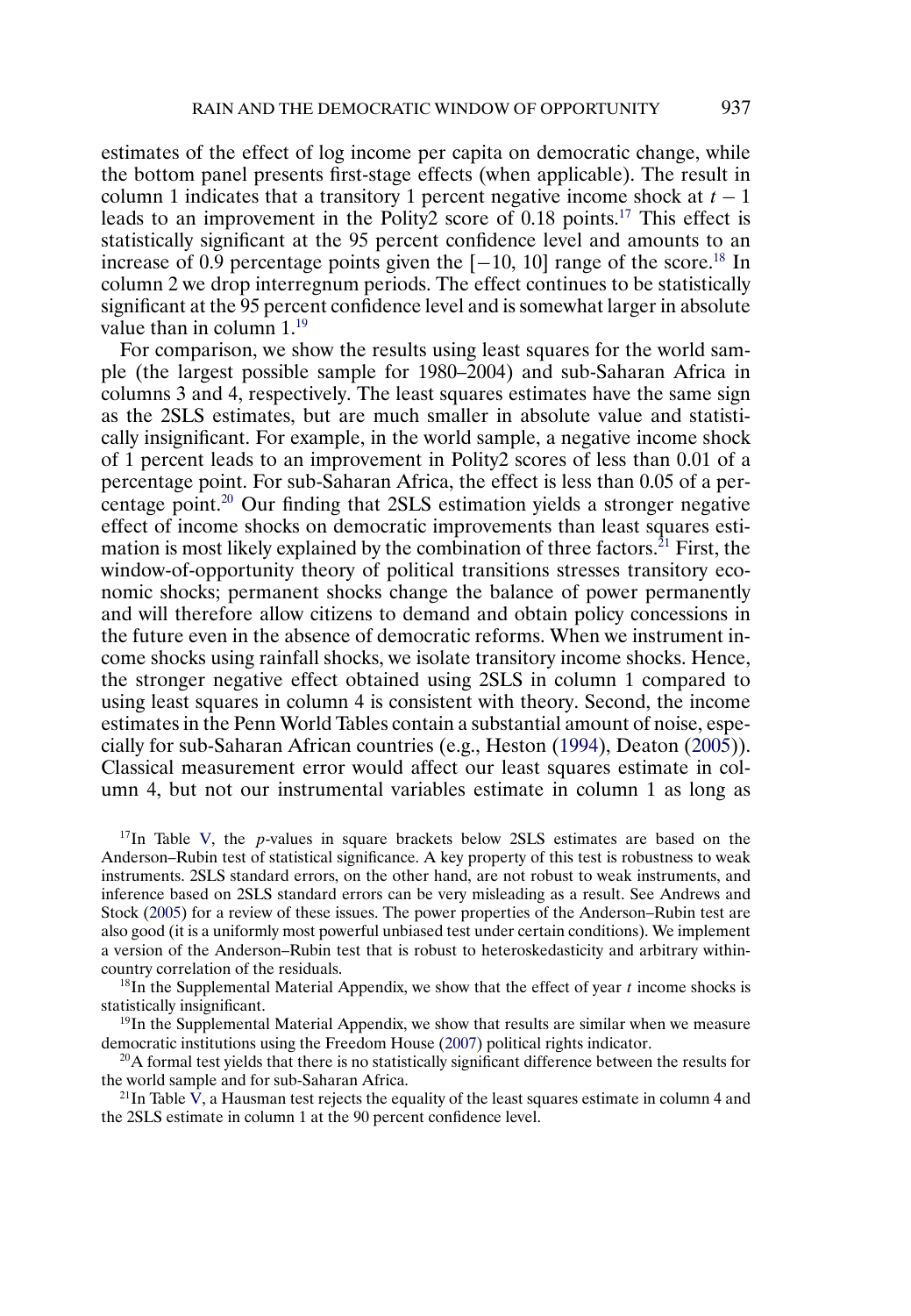estimates of the effect of log income per capita on democratic change, while the bottom panel presents first-stage effects (when applicable). The result in column 1 indicates that a transitory 1 percent negative income shock at $t-1$ leads to an improvement in the Polity2 score of 0.18 points.[17] This effect is statistically significant at the 95 percent confidence level and amounts to an increase of 0.9 percentage points given the $[-10, 10]$ range of the score.[18] In column 2 we drop interregnum periods. The effect continues to be statistically significant at the 95 percent confidence level and is somewhat larger in absolute value than in column 1.[19]

For comparison, we show the results using least squares for the world sample (the largest possible sample for 1980–2004) and sub-Saharan Africa in columns 3 and 4, respectively. The least squares estimates have the same sign as the 2SLS estimates, but are much smaller in absolute value and statistically insignificant. For example, in the world sample, a negative income shock of 1 percent leads to an improvement in Polity2 scores of less than 0.01 of a percentage point. For sub-Saharan Africa, the effect is less than 0.05 of a percentage point.[20] Our finding that 2SLS estimation yields a stronger negative effect of income shocks on democratic improvements than least squares estimation is most likely explained by the combination of three factors.[21] First, the window-of-opportunity theory of political transitions stresses transitory economic shocks; permanent shocks change the balance of power permanently and will therefore allow citizens to demand and obtain policy concessions in the future even in the absence of democratic reforms. When we instrument income shocks using rainfall shocks, we isolate transitory income shocks. Hence, the stronger negative effect obtained using 2SLS in column 1 compared to using least squares in column 4 is consistent with theory. Second, the income estimates in the Penn World Tables contain a substantial amount of noise, especially for sub-Saharan African countries (e.g., Heston (1994), Deaton (2005)). Classical measurement error would affect our least squares estimate in column 4, but not our instrumental variables estimate in column 1 as long as

[17] In Table V, the $p$-values in square brackets below 2SLS estimates are based on the Anderson–Rubin test of statistical significance. A key property of this test is robustness to weak instruments. 2SLS standard errors, on the other hand, are not robust to weak instruments, and inference based on 2SLS standard errors can be very misleading as a result. See Andrews and Stock (2005) for a review of these issues. The power properties of the Anderson–Rubin test are also good (it is a uniformly most powerful unbiased test under certain conditions). We implement a version of the Anderson–Rubin test that is robust to heteroskedasticity and arbitrary within-country correlation of the residuals.

[18] In the Supplemental Material Appendix, we show that the effect of year $t$ income shocks is statistically insignificant.

[19] In the Supplemental Material Appendix, we show that results are similar when we measure democratic institutions using the Freedom House (2007) political rights indicator.

[20] A formal test yields that there is no statistically significant difference between the results for the world sample and for sub-Saharan Africa.

[21] In Table V, a Hausman test rejects the equality of the least squares estimate in column 4 and the 2SLS estimate in column 1 at the 90 percent confidence level.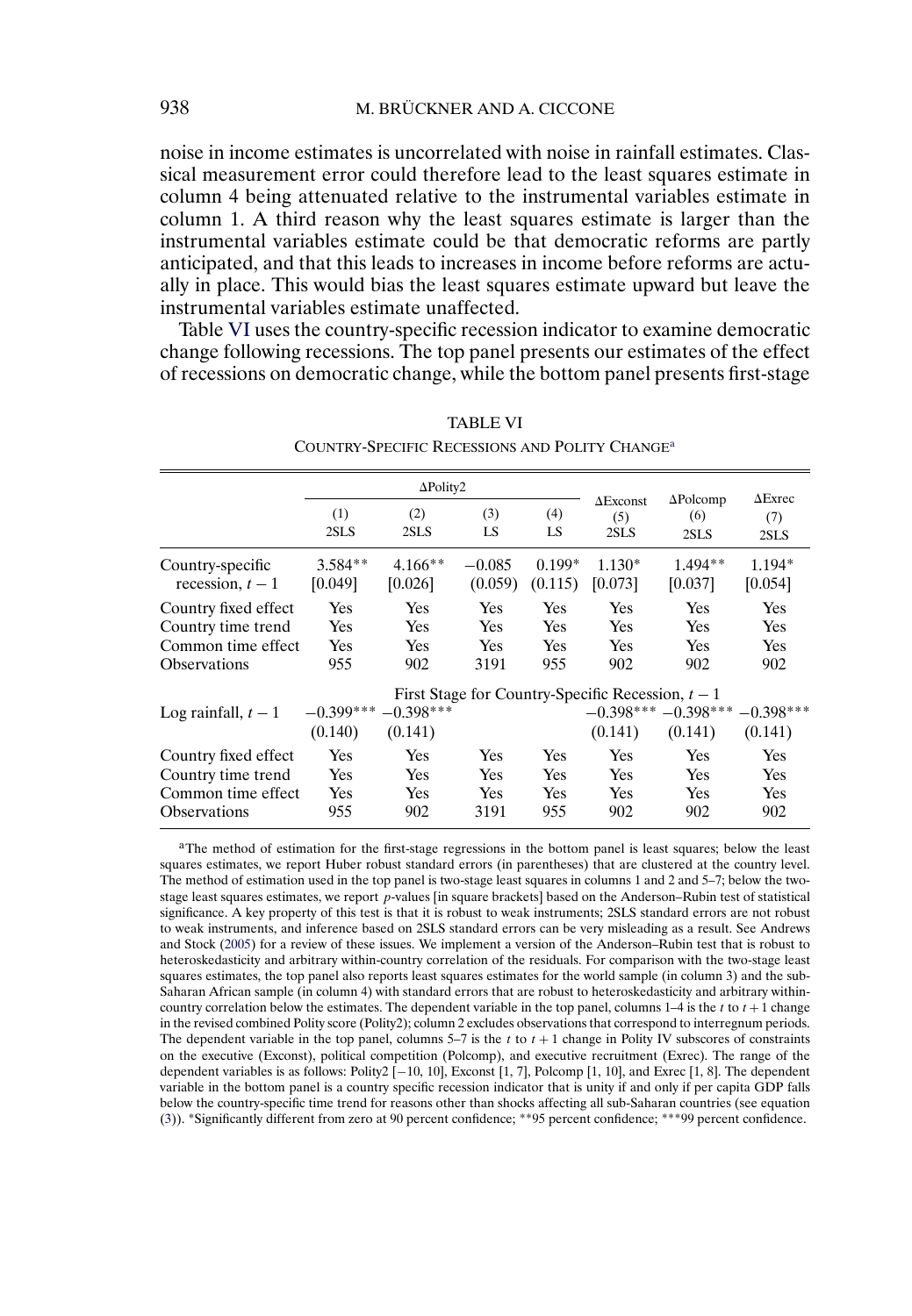noise in income estimates is uncorrelated with noise in rainfall estimates. Classical measurement error could therefore lead to the least squares estimate in column 4 being attenuated relative to the instrumental variables estimate in column 1. A third reason why the least squares estimate is larger than the instrumental variables estimate could be that democratic reforms are partly anticipated, and that this leads to increases in income before reforms are actually in place. This would bias the least squares estimate upward but leave the instrumental variables estimate unaffected.

Table VI uses the country-specific recession indicator to examine democratic change following recessions. The top panel presents our estimates of the effect of recessions on democratic change, while the bottom panel presents first-stage

TABLE VI

COUNTRY-SPECIFIC RECESSIONS AND POLITY CHANGE[a]

| | ΔPolity2 | | | | ΔExconst | ΔPolcomp | ΔExrec |
|---|---|---|---|---|---|---|---|
| | (1) 2SLS | (2) 2SLS | (3) LS | (4) LS | (5) 2SLS | (6) 2SLS | (7) 2SLS |
| Country-specific recession, $t-1$ | 3.584** [0.049] | 4.166** [0.026] | −0.085 (0.059) | 0.199* (0.115) | 1.130* [0.073] | 1.494** [0.037] | 1.194* [0.054] |
| Country fixed effect | Yes | Yes | Yes | Yes | Yes | Yes | Yes |
| Country time trend | Yes | Yes | Yes | Yes | Yes | Yes | Yes |
| Common time effect | Yes | Yes | Yes | Yes | Yes | Yes | Yes |
| Observations | 955 | 902 | 3191 | 955 | 902 | 902 | 902 |
| | First Stage for Country-Specific Recession, $t-1$ | | | | | | |
| Log rainfall, $t-1$ | −0.399*** (0.140) | −0.398*** (0.141) | | | −0.398*** (0.141) | −0.398*** (0.141) | −0.398*** (0.141) |
| Country fixed effect | Yes | Yes | Yes | Yes | Yes | Yes | Yes |
| Country time trend | Yes | Yes | Yes | Yes | Yes | Yes | Yes |
| Common time effect | Yes | Yes | Yes | Yes | Yes | Yes | Yes |
| Observations | 955 | 902 | 3191 | 955 | 902 | 902 | 902 |

[a]The method of estimation for the first-stage regressions in the bottom panel is least squares; below the least squares estimates, we report Huber robust standard errors (in parentheses) that are clustered at the country level. The method of estimation used in the top panel is two-stage least squares in columns 1 and 2 and 5–7; below the two-stage least squares estimates, we report $p$-values [in square brackets] based on the Anderson–Rubin test of statistical significance. A key property of this test is that it is robust to weak instruments; 2SLS standard errors are not robust to weak instruments, and inference based on 2SLS standard errors can be very misleading as a result. See Andrews and Stock (2005) for a review of these issues. We implement a version of the Anderson–Rubin test that is robust to heteroskedasticity and arbitrary within-country correlation of the residuals. For comparison with the two-stage least squares estimates, the top panel also reports least squares estimates for the world sample (in column 3) and the sub-Saharan African sample (in column 4) with standard errors that are robust to heteroskedasticity and arbitrary within-country correlation below the estimates. The dependent variable in the top panel, columns 1–4 is the $t$ to $t+1$ change in the revised combined Polity score (Polity2); column 2 excludes observations that correspond to interregnum periods. The dependent variable in the top panel, columns 5–7 is the $t$ to $t+1$ change in Polity IV subscores of constraints on the executive (Exconst), political competition (Polcomp), and executive recruitment (Exrec). The range of the dependent variables is as follows: Polity2 [−10, 10], Exconst [1, 7], Polcomp [1, 10], and Exrec [1, 8]. The dependent variable in the bottom panel is a country specific recession indicator that is unity if and only if per capita GDP falls below the country-specific time trend for reasons other than shocks affecting all sub-Saharan countries (see equation (3)). *Significantly different from zero at 90 percent confidence; **95 percent confidence; ***99 percent confidence.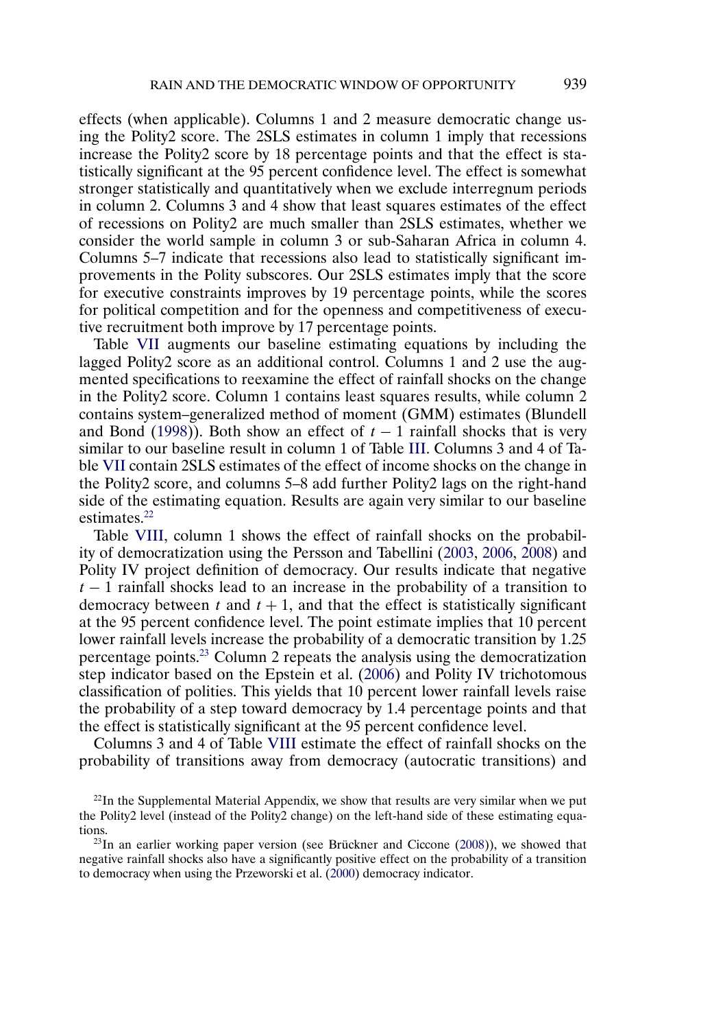effects (when applicable). Columns 1 and 2 measure democratic change using the Polity2 score. The 2SLS estimates in column 1 imply that recessions increase the Polity2 score by 18 percentage points and that the effect is statistically significant at the 95 percent confidence level. The effect is somewhat stronger statistically and quantitatively when we exclude interregnum periods in column 2. Columns 3 and 4 show that least squares estimates of the effect of recessions on Polity2 are much smaller than 2SLS estimates, whether we consider the world sample in column 3 or sub-Saharan Africa in column 4. Columns 5–7 indicate that recessions also lead to statistically significant improvements in the Polity subscores. Our 2SLS estimates imply that the score for executive constraints improves by 19 percentage points, while the scores for political competition and for the openness and competitiveness of executive recruitment both improve by 17 percentage points.

Table VII augments our baseline estimating equations by including the lagged Polity2 score as an additional control. Columns 1 and 2 use the augmented specifications to reexamine the effect of rainfall shocks on the change in the Polity2 score. Column 1 contains least squares results, while column 2 contains system–generalized method of moment (GMM) estimates (Blundell and Bond (1998)). Both show an effect of $t-1$ rainfall shocks that is very similar to our baseline result in column 1 of Table III. Columns 3 and 4 of Table VII contain 2SLS estimates of the effect of income shocks on the change in the Polity2 score, and columns 5–8 add further Polity2 lags on the right-hand side of the estimating equation. Results are again very similar to our baseline estimates.[22]

Table VIII, column 1 shows the effect of rainfall shocks on the probability of democratization using the Persson and Tabellini (2003, 2006, 2008) and Polity IV project definition of democracy. Our results indicate that negative $t-1$ rainfall shocks lead to an increase in the probability of a transition to democracy between $t$ and $t+1$, and that the effect is statistically significant at the 95 percent confidence level. The point estimate implies that 10 percent lower rainfall levels increase the probability of a democratic transition by 1.25 percentage points.[23] Column 2 repeats the analysis using the democratization step indicator based on the Epstein et al. (2006) and Polity IV trichotomous classification of polities. This yields that 10 percent lower rainfall levels raise the probability of a step toward democracy by 1.4 percentage points and that the effect is statistically significant at the 95 percent confidence level.

Columns 3 and 4 of Table VIII estimate the effect of rainfall shocks on the probability of transitions away from democracy (autocratic transitions) and

[22]In the Supplemental Material Appendix, we show that results are very similar when we put the Polity2 level (instead of the Polity2 change) on the left-hand side of these estimating equations.

[23]In an earlier working paper version (see Brückner and Ciccone (2008)), we showed that negative rainfall shocks also have a significantly positive effect on the probability of a transition to democracy when using the Przeworski et al. (2000) democracy indicator.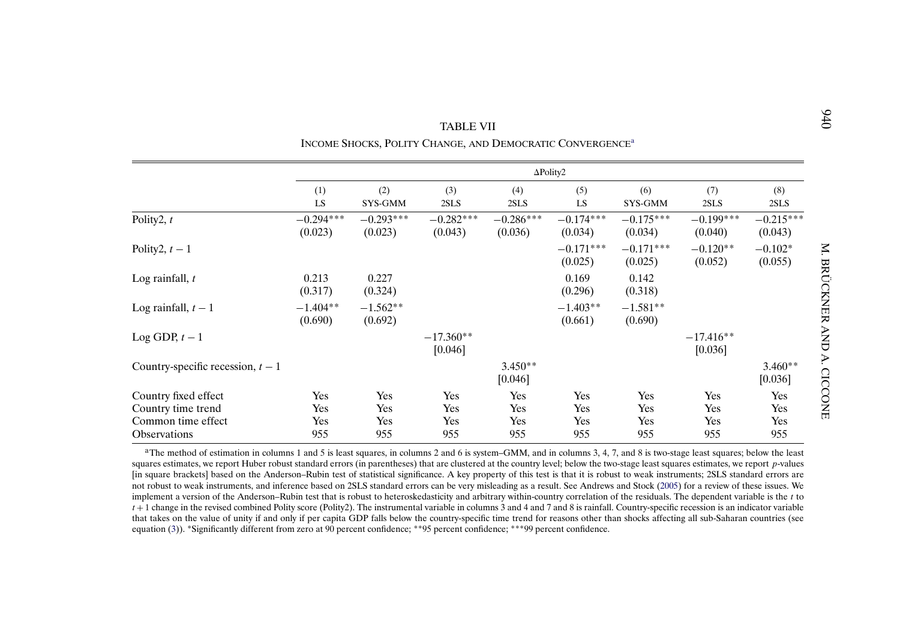TABLE VII

INCOME SHOCKS, POLITY CHANGE, AND DEMOCRATIC CONVERGENCE[a]

| | ΔPolity2 | | | | | | | |
|---|---|---|---|---|---|---|---|---|
| | (1) LS | (2) SYS-GMM | (3) 2SLS | (4) 2SLS | (5) LS | (6) SYS-GMM | (7) 2SLS | (8) 2SLS |
| Polity2, $t$ | −0.294*** (0.023) | −0.293*** (0.023) | −0.282*** (0.043) | −0.286*** (0.036) | −0.174*** (0.034) | −0.175*** (0.034) | −0.199*** (0.040) | −0.215*** (0.043) |
| Polity2, $t-1$ | | | | | −0.171*** (0.025) | −0.171*** (0.025) | −0.120** (0.052) | −0.102* (0.055) |
| Log rainfall, $t$ | 0.213 (0.317) | 0.227 (0.324) | | | 0.169 (0.296) | 0.142 (0.318) | | |
| Log rainfall, $t-1$ | −1.404** (0.690) | −1.562** (0.692) | | | −1.403** (0.661) | −1.581** (0.690) | | |
| Log GDP, $t-1$ | | | −17.360** [0.046] | | | | −17.416** [0.036] | |
| Country-specific recession, $t-1$ | | | | 3.450** [0.046] | | | | 3.460** [0.036] |
| Country fixed effect | Yes | Yes | Yes | Yes | Yes | Yes | Yes | Yes |
| Country time trend | Yes | Yes | Yes | Yes | Yes | Yes | Yes | Yes |
| Common time effect | Yes | Yes | Yes | Yes | Yes | Yes | Yes | Yes |
| Observations | 955 | 955 | 955 | 955 | 955 | 955 | 955 | 955 |

[a]The method of estimation in columns 1 and 5 is least squares, in columns 2 and 6 is system–GMM, and in columns 3, 4, 7, and 8 is two-stage least squares; below the least squares estimates, we report Huber robust standard errors (in parentheses) that are clustered at the country level; below the two-stage least squares estimates, we report $p$-values [in square brackets] based on the Anderson–Rubin test of statistical significance. A key property of this test is that it is robust to weak instruments; 2SLS standard errors are not robust to weak instruments, and inference based on 2SLS standard errors can be very misleading as a result. See Andrews and Stock (2005) for a review of these issues. We implement a version of the Anderson–Rubin test that is robust to heteroskedasticity and arbitrary within-country correlation of the residuals. The dependent variable is the $t$ to $t+1$ change in the revised combined Polity score (Polity2). The instrumental variable in columns 3 and 4 and 7 and 8 is rainfall. Country-specific recession is an indicator variable that takes on the value of unity if and only if per capita GDP falls below the country-specific time trend for reasons other than shocks affecting all sub-Saharan countries (see equation (3)). *Significantly different from zero at 90 percent confidence; **95 percent confidence; ***99 percent confidence.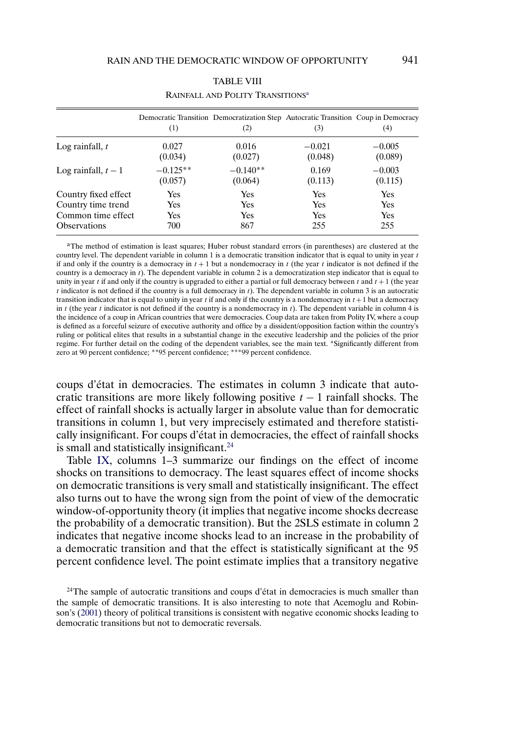TABLE VIII

RAINFALL AND POLITY TRANSITIONS[a]

| | Democratic Transition (1) | Democratization Step (2) | Autocratic Transition (3) | Coup in Democracy (4) |
|---|---|---|---|---|
| Log rainfall, $t$ | 0.027 | 0.016 | −0.021 | −0.005 |
| | (0.034) | (0.027) | (0.048) | (0.089) |
| Log rainfall, $t-1$ | −0.125** | −0.140** | 0.169 | −0.003 |
| | (0.057) | (0.064) | (0.113) | (0.115) |
| Country fixed effect | Yes | Yes | Yes | Yes |
| Country time trend | Yes | Yes | Yes | Yes |
| Common time effect | Yes | Yes | Yes | Yes |
| Observations | 700 | 867 | 255 | 255 |

[a]The method of estimation is least squares; Huber robust standard errors (in parentheses) are clustered at the country level. The dependent variable in column 1 is a democratic transition indicator that is equal to unity in year $t$ if and only if the country is a democracy in $t+1$ but a nondemocracy in $t$ (the year $t$ indicator is not defined if the country is a democracy in $t$). The dependent variable in column 2 is a democratization step indicator that is equal to unity in year $t$ if and only if the country is upgraded to either a partial or full democracy between $t$ and $t+1$ (the year $t$ indicator is not defined if the country is a full democracy in $t$). The dependent variable in column 3 is an autocratic transition indicator that is equal to unity in year $t$ if and only if the country is a nondemocracy in $t+1$ but a democracy in $t$ (the year $t$ indicator is not defined if the country is a nondemocracy in $t$). The dependent variable in column 4 is the incidence of a coup in African countries that were democracies. Coup data are taken from Polity IV, where a coup is defined as a forceful seizure of executive authority and office by a dissident/opposition faction within the country's ruling or political elites that results in a substantial change in the executive leadership and the policies of the prior regime. For further detail on the coding of the dependent variables, see the main text. *Significantly different from zero at 90 percent confidence; **95 percent confidence; ***99 percent confidence.

coups d'état in democracies. The estimates in column 3 indicate that autocratic transitions are more likely following positive $t-1$ rainfall shocks. The effect of rainfall shocks is actually larger in absolute value than for democratic transitions in column 1, but very imprecisely estimated and therefore statistically insignificant. For coups d'état in democracies, the effect of rainfall shocks is small and statistically insignificant.[24]

Table IX, columns 1–3 summarize our findings on the effect of income shocks on transitions to democracy. The least squares effect of income shocks on democratic transitions is very small and statistically insignificant. The effect also turns out to have the wrong sign from the point of view of the democratic window-of-opportunity theory (it implies that negative income shocks decrease the probability of a democratic transition). But the 2SLS estimate in column 2 indicates that negative income shocks lead to an increase in the probability of a democratic transition and that the effect is statistically significant at the 95 percent confidence level. The point estimate implies that a transitory negative

[24]The sample of autocratic transitions and coups d'état in democracies is much smaller than the sample of democratic transitions. It is also interesting to note that Acemoglu and Robinson's (2001) theory of political transitions is consistent with negative economic shocks leading to democratic transitions but not to democratic reversals.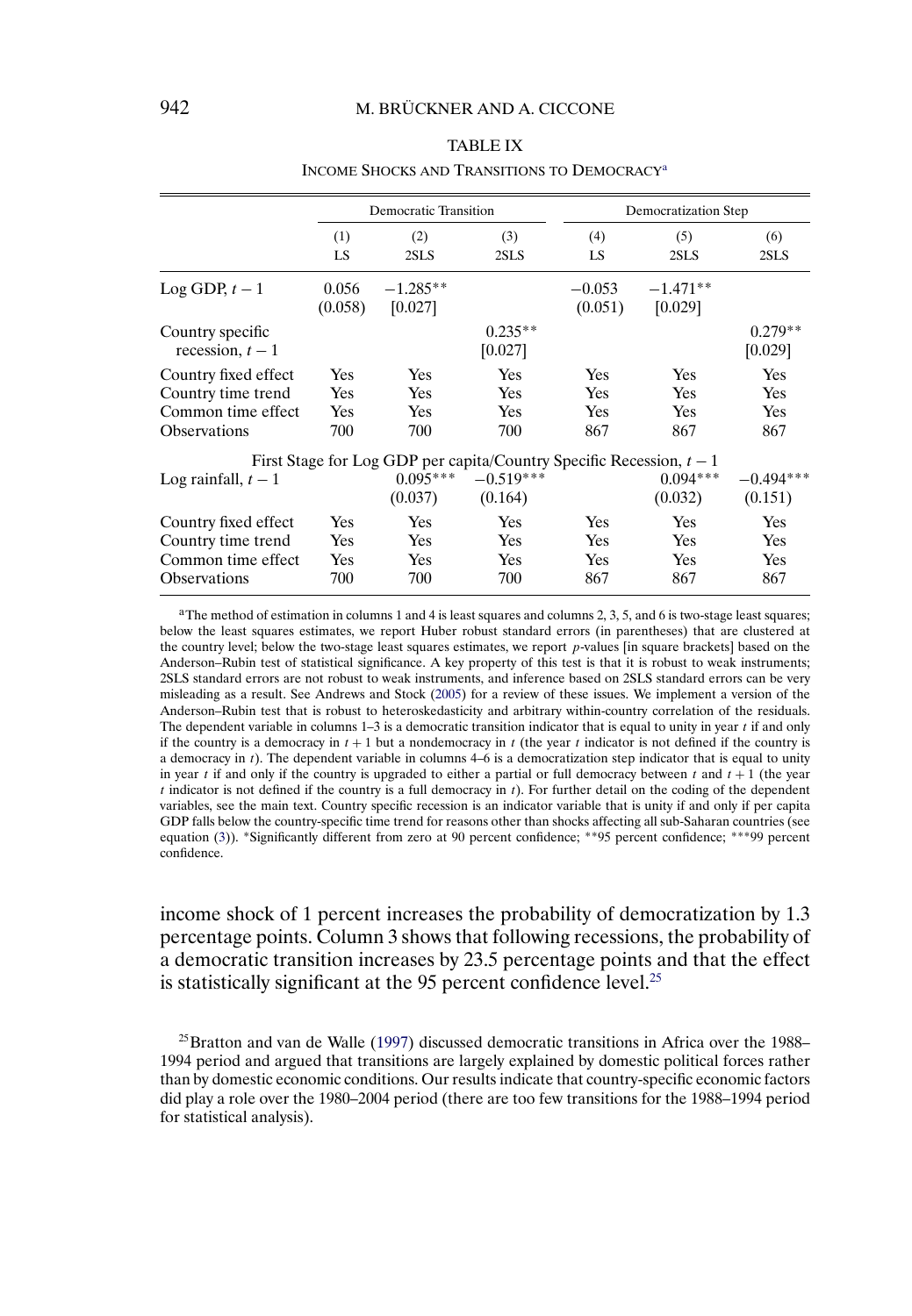TABLE IX

INCOME SHOCKS AND TRANSITIONS TO DEMOCRACY[a]

| | Democratic Transition | | | Democratization Step | | |
|---|---|---|---|---|---|---|
| | (1) LS | (2) 2SLS | (3) 2SLS | (4) LS | (5) 2SLS | (6) 2SLS |
| Log GDP, $t-1$ | 0.056 (0.058) | $-1.285^{**}$ [0.027] | | $-0.053$ (0.051) | $-1.471^{**}$ [0.029] | |
| Country specific recession, $t-1$ | | | $0.235^{**}$ [0.027] | | | $0.279^{**}$ [0.029] |
| Country fixed effect | Yes | Yes | Yes | Yes | Yes | Yes |
| Country time trend | Yes | Yes | Yes | Yes | Yes | Yes |
| Common time effect | Yes | Yes | Yes | Yes | Yes | Yes |
| Observations | 700 | 700 | 700 | 867 | 867 | 867 |
| First Stage for Log GDP per capita/Country Specific Recession, $t-1$ | | | | | | |
| Log rainfall, $t-1$ | | $0.095^{***}$ (0.037) | $-0.519^{***}$ (0.164) | | $0.094^{***}$ (0.032) | $-0.494^{***}$ (0.151) |
| Country fixed effect | Yes | Yes | Yes | Yes | Yes | Yes |
| Country time trend | Yes | Yes | Yes | Yes | Yes | Yes |
| Common time effect | Yes | Yes | Yes | Yes | Yes | Yes |
| Observations | 700 | 700 | 700 | 867 | 867 | 867 |

[a]The method of estimation in columns 1 and 4 is least squares and columns 2, 3, 5, and 6 is two-stage least squares; below the least squares estimates, we report Huber robust standard errors (in parentheses) that are clustered at the country level; below the two-stage least squares estimates, we report $p$-values [in square brackets] based on the Anderson–Rubin test of statistical significance. A key property of this test is that it is robust to weak instruments; 2SLS standard errors are not robust to weak instruments, and inference based on 2SLS standard errors can be very misleading as a result. See Andrews and Stock (2005) for a review of these issues. We implement a version of the Anderson–Rubin test that is robust to heteroskedasticity and arbitrary within-country correlation of the residuals. The dependent variable in columns 1–3 is a democratic transition indicator that is equal to unity in year $t$ if and only if the country is a democracy in $t+1$ but a nondemocracy in $t$ (the year $t$ indicator is not defined if the country is a democracy in $t$). The dependent variable in columns 4–6 is a democratization step indicator that is equal to unity in year $t$ if and only if the country is upgraded to either a partial or full democracy between $t$ and $t+1$ (the year $t$ indicator is not defined if the country is a full democracy in $t$). For further detail on the coding of the dependent variables, see the main text. Country specific recession is an indicator variable that is unity if and only if per capita GDP falls below the country-specific time trend for reasons other than shocks affecting all sub-Saharan countries (see equation (3)). *Significantly different from zero at 90 percent confidence; **95 percent confidence; ***99 percent confidence.

income shock of 1 percent increases the probability of democratization by 1.3 percentage points. Column 3 shows that following recessions, the probability of a democratic transition increases by 23.5 percentage points and that the effect is statistically significant at the 95 percent confidence level.[25]

[25]Bratton and van de Walle (1997) discussed democratic transitions in Africa over the 1988–1994 period and argued that transitions are largely explained by domestic political forces rather than by domestic economic conditions. Our results indicate that country-specific economic factors did play a role over the 1980–2004 period (there are too few transitions for the 1988–1994 period for statistical analysis).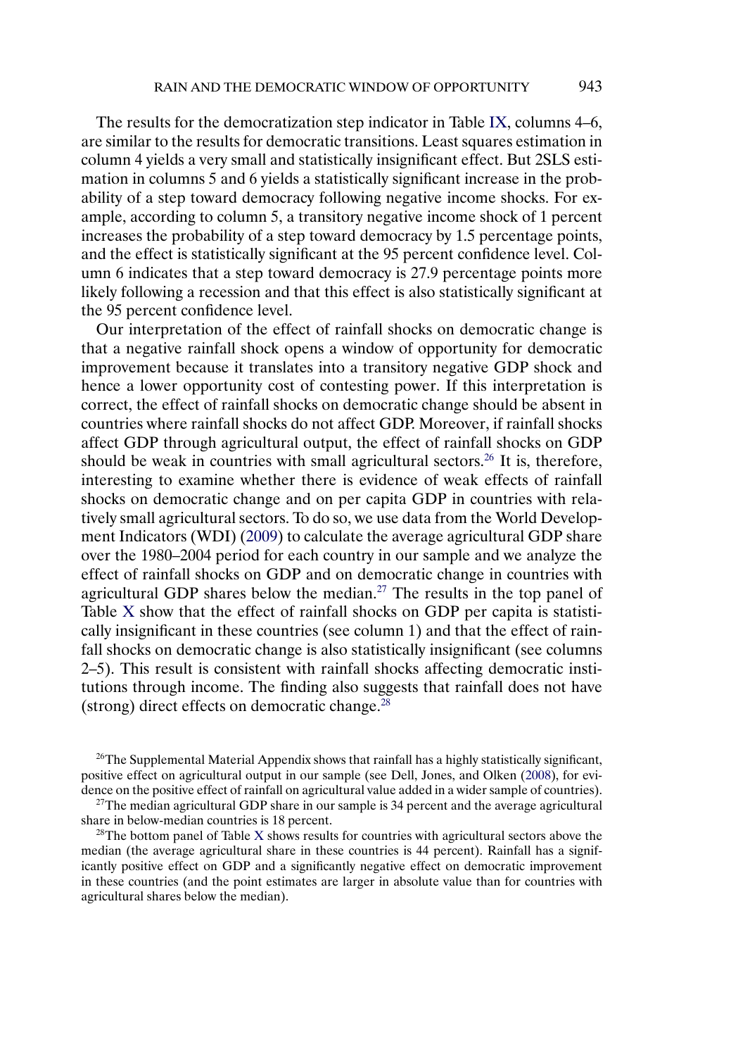The results for the democratization step indicator in Table IX, columns 4–6, are similar to the results for democratic transitions. Least squares estimation in column 4 yields a very small and statistically insignificant effect. But 2SLS estimation in columns 5 and 6 yields a statistically significant increase in the probability of a step toward democracy following negative income shocks. For example, according to column 5, a transitory negative income shock of 1 percent increases the probability of a step toward democracy by 1.5 percentage points, and the effect is statistically significant at the 95 percent confidence level. Column 6 indicates that a step toward democracy is 27.9 percentage points more likely following a recession and that this effect is also statistically significant at the 95 percent confidence level.

Our interpretation of the effect of rainfall shocks on democratic change is that a negative rainfall shock opens a window of opportunity for democratic improvement because it translates into a transitory negative GDP shock and hence a lower opportunity cost of contesting power. If this interpretation is correct, the effect of rainfall shocks on democratic change should be absent in countries where rainfall shocks do not affect GDP. Moreover, if rainfall shocks affect GDP through agricultural output, the effect of rainfall shocks on GDP should be weak in countries with small agricultural sectors.[26] It is, therefore, interesting to examine whether there is evidence of weak effects of rainfall shocks on democratic change and on per capita GDP in countries with relatively small agricultural sectors. To do so, we use data from the World Development Indicators (WDI) (2009) to calculate the average agricultural GDP share over the 1980–2004 period for each country in our sample and we analyze the effect of rainfall shocks on GDP and on democratic change in countries with agricultural GDP shares below the median.[27] The results in the top panel of Table X show that the effect of rainfall shocks on GDP per capita is statistically insignificant in these countries (see column 1) and that the effect of rainfall shocks on democratic change is also statistically insignificant (see columns 2–5). This result is consistent with rainfall shocks affecting democratic institutions through income. The finding also suggests that rainfall does not have (strong) direct effects on democratic change.[28]

[26] The Supplemental Material Appendix shows that rainfall has a highly statistically significant, positive effect on agricultural output in our sample (see Dell, Jones, and Olken (2008), for evidence on the positive effect of rainfall on agricultural value added in a wider sample of countries).

[27] The median agricultural GDP share in our sample is 34 percent and the average agricultural share in below-median countries is 18 percent.

[28] The bottom panel of Table X shows results for countries with agricultural sectors above the median (the average agricultural share in these countries is 44 percent). Rainfall has a significantly positive effect on GDP and a significantly negative effect on democratic improvement in these countries (and the point estimates are larger in absolute value than for countries with agricultural shares below the median).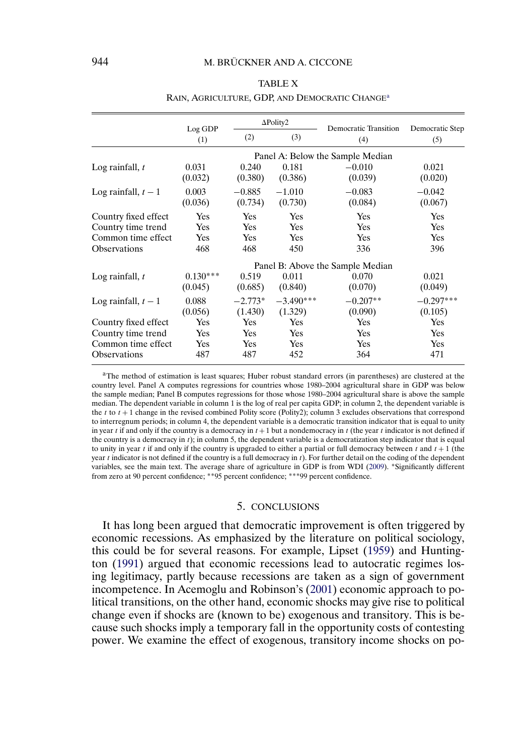TABLE X

RAIN, AGRICULTURE, GDP, AND DEMOCRATIC CHANGE[a]

| | Log GDP | ΔPolity2 | | Democratic Transition | Democratic Step |
|---|---|---|---|---|---|
| | (1) | (2) | (3) | (4) | (5) |
| | | | Panel A: Below the Sample Median | | |
| Log rainfall, $t$ | 0.031 | 0.240 | 0.181 | −0.010 | 0.021 |
| | (0.032) | (0.380) | (0.386) | (0.039) | (0.020) |
| Log rainfall, $t-1$ | 0.003 | −0.885 | −1.010 | −0.083 | −0.042 |
| | (0.036) | (0.734) | (0.730) | (0.084) | (0.067) |
| Country fixed effect | Yes | Yes | Yes | Yes | Yes |
| Country time trend | Yes | Yes | Yes | Yes | Yes |
| Common time effect | Yes | Yes | Yes | Yes | Yes |
| Observations | 468 | 468 | 450 | 336 | 396 |
| | | | Panel B: Above the Sample Median | | |
| Log rainfall, $t$ | 0.130*** | 0.519 | 0.011 | 0.070 | 0.021 |
| | (0.045) | (0.685) | (0.840) | (0.070) | (0.049) |
| Log rainfall, $t-1$ | 0.088 | −2.773* | −3.490*** | −0.207** | −0.297*** |
| | (0.056) | (1.430) | (1.329) | (0.090) | (0.105) |
| Country fixed effect | Yes | Yes | Yes | Yes | Yes |
| Country time trend | Yes | Yes | Yes | Yes | Yes |
| Common time effect | Yes | Yes | Yes | Yes | Yes |
| Observations | 487 | 487 | 452 | 364 | 471 |

[a]The method of estimation is least squares; Huber robust standard errors (in parentheses) are clustered at the country level. Panel A computes regressions for countries whose 1980–2004 agricultural share in GDP was below the sample median; Panel B computes regressions for those whose 1980–2004 agricultural share is above the sample median. The dependent variable in column 1 is the log of real per capita GDP; in column 2, the dependent variable is the $t$ to $t+1$ change in the revised combined Polity score (Polity2); column 3 excludes observations that correspond to interregnum periods; in column 4, the dependent variable is a democratic transition indicator that is equal to unity in year $t$ if and only if the country is a democracy in $t+1$ but a nondemocracy in $t$ (the year $t$ indicator is not defined if the country is a democracy in $t$); in column 5, the dependent variable is a democratization step indicator that is equal to unity in year $t$ if and only if the country is upgraded to either a partial or full democracy between $t$ and $t+1$ (the year $t$ indicator is not defined if the country is a full democracy in $t$). For further detail on the coding of the dependent variables, see the main text. The average share of agriculture in GDP is from WDI (2009). *Significantly different from zero at 90 percent confidence; **95 percent confidence; ***99 percent confidence.

## 5. CONCLUSIONS

It has long been argued that democratic improvement is often triggered by economic recessions. As emphasized by the literature on political sociology, this could be for several reasons. For example, Lipset (1959) and Huntington (1991) argued that economic recessions lead to autocratic regimes losing legitimacy, partly because recessions are taken as a sign of government incompetence. In Acemoglu and Robinson's (2001) economic approach to political transitions, on the other hand, economic shocks may give rise to political change even if shocks are (known to be) exogenous and transitory. This is because such shocks imply a temporary fall in the opportunity costs of contesting power. We examine the effect of exogenous, transitory income shocks on po-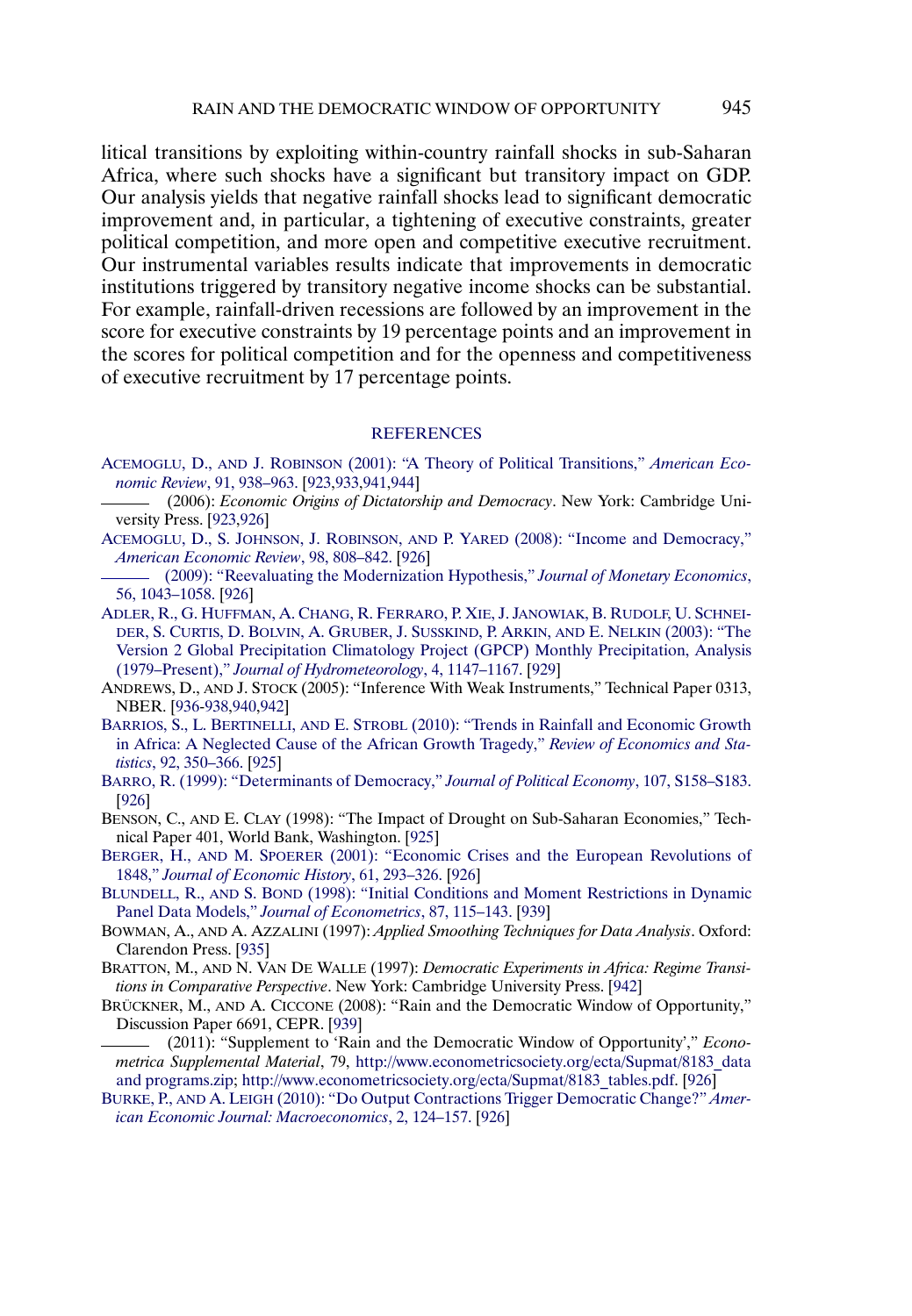litical transitions by exploiting within-country rainfall shocks in sub-Saharan Africa, where such shocks have a significant but transitory impact on GDP. Our analysis yields that negative rainfall shocks lead to significant democratic improvement and, in particular, a tightening of executive constraints, greater political competition, and more open and competitive executive recruitment. Our instrumental variables results indicate that improvements in democratic institutions triggered by transitory negative income shocks can be substantial. For example, rainfall-driven recessions are followed by an improvement in the score for executive constraints by 19 percentage points and an improvement in the scores for political competition and for the openness and competitiveness of executive recruitment by 17 percentage points.

## REFERENCES

ACEMOGLU, D., AND J. ROBINSON (2001): "A Theory of Political Transitions," *American Economic Review*, 91, 938–963. [923,933,941,944]

——— (2006): *Economic Origins of Dictatorship and Democracy*. New York: Cambridge University Press. [923,926]

ACEMOGLU, D., S. JOHNSON, J. ROBINSON, AND P. YARED (2008): "Income and Democracy," *American Economic Review*, 98, 808–842. [926]

——— (2009): "Reevaluating the Modernization Hypothesis," *Journal of Monetary Economics*, 56, 1043–1058. [926]

ADLER, R., G. HUFFMAN, A. CHANG, R. FERRARO, P. XIE, J. JANOWIAK, B. RUDOLF, U. SCHNEIDER, S. CURTIS, D. BOLVIN, A. GRUBER, J. SUSSKIND, P. ARKIN, AND E. NELKIN (2003): "The Version 2 Global Precipitation Climatology Project (GPCP) Monthly Precipitation, Analysis (1979–Present)," *Journal of Hydrometeorology*, 4, 1147–1167. [929]

ANDREWS, D., AND J. STOCK (2005): "Inference With Weak Instruments," Technical Paper 0313, NBER. [936-938,940,942]

BARRIOS, S., L. BERTINELLI, AND E. STROBL (2010): "Trends in Rainfall and Economic Growth in Africa: A Neglected Cause of the African Growth Tragedy," *Review of Economics and Statistics*, 92, 350–366. [925]

BARRO, R. (1999): "Determinants of Democracy," *Journal of Political Economy*, 107, S158–S183. [926]

BENSON, C., AND E. CLAY (1998): "The Impact of Drought on Sub-Saharan Economies," Technical Paper 401, World Bank, Washington. [925]

BERGER, H., AND M. SPOERER (2001): "Economic Crises and the European Revolutions of 1848," *Journal of Economic History*, 61, 293–326. [926]

BLUNDELL, R., AND S. BOND (1998): "Initial Conditions and Moment Restrictions in Dynamic Panel Data Models," *Journal of Econometrics*, 87, 115–143. [939]

BOWMAN, A., AND A. AZZALINI (1997): *Applied Smoothing Techniques for Data Analysis*. Oxford: Clarendon Press. [935]

BRATTON, M., AND N. VAN DE WALLE (1997): *Democratic Experiments in Africa: Regime Transitions in Comparative Perspective*. New York: Cambridge University Press. [942]

BRÜCKNER, M., AND A. CICCONE (2008): "Rain and the Democratic Window of Opportunity," Discussion Paper 6691, CEPR. [939]

——— (2011): "Supplement to 'Rain and the Democratic Window of Opportunity'," *Econometrica Supplemental Material*, 79, http://www.econometricsociety.org/ecta/Supmat/8183_data and programs.zip; http://www.econometricsociety.org/ecta/Supmat/8183_tables.pdf. [926]

BURKE, P., AND A. LEIGH (2010): "Do Output Contractions Trigger Democratic Change?" *American Economic Journal: Macroeconomics*, 2, 124–157. [926]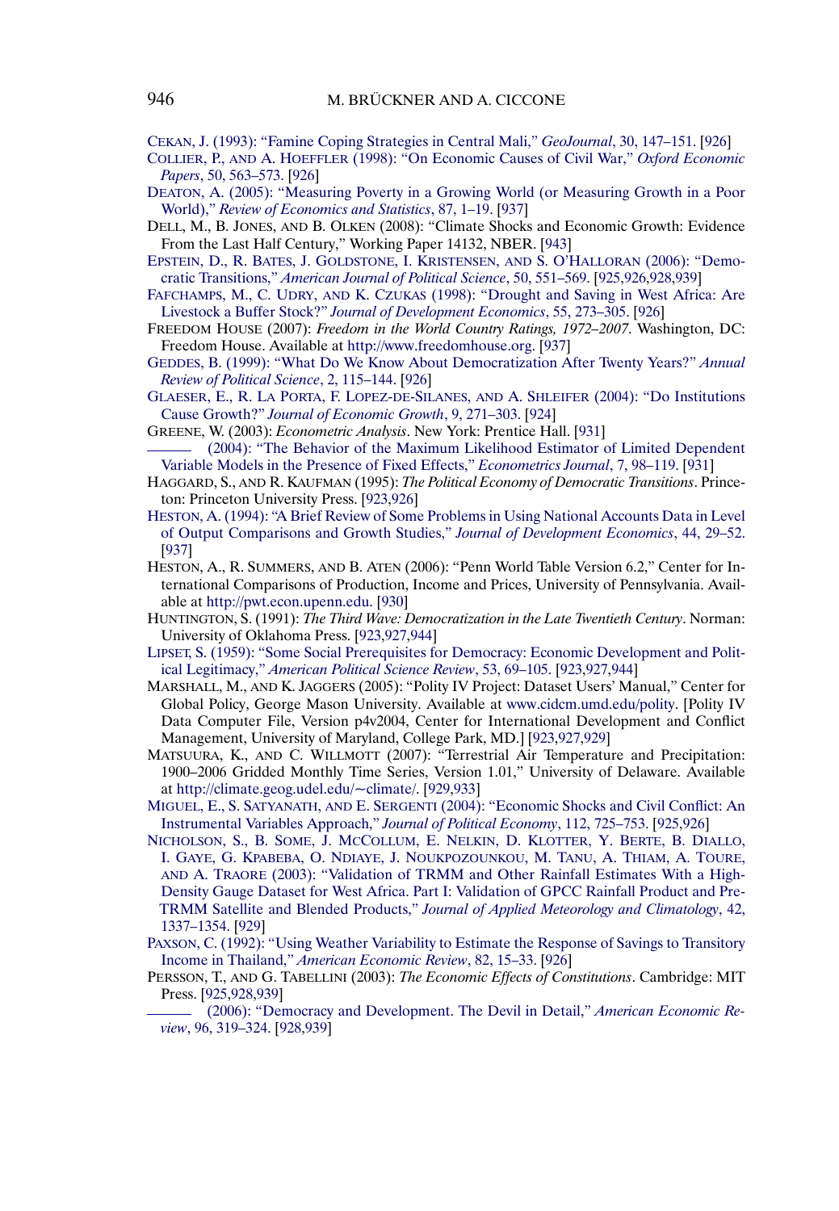CEKAN, J. (1993): "Famine Coping Strategies in Central Mali," *GeoJournal*, 30, 147–151. [926]

COLLIER, P., AND A. HOEFFLER (1998): "On Economic Causes of Civil War," *Oxford Economic Papers*, 50, 563–573. [926]

DEATON, A. (2005): "Measuring Poverty in a Growing World (or Measuring Growth in a Poor World)," *Review of Economics and Statistics*, 87, 1–19. [937]

DELL, M., B. JONES, AND B. OLKEN (2008): "Climate Shocks and Economic Growth: Evidence From the Last Half Century," Working Paper 14132, NBER. [943]

EPSTEIN, D., R. BATES, J. GOLDSTONE, I. KRISTENSEN, AND S. O'HALLORAN (2006): "Democratic Transitions," *American Journal of Political Science*, 50, 551–569. [925,926,928,939]

FAFCHAMPS, M., C. UDRY, AND K. CZUKAS (1998): "Drought and Saving in West Africa: Are Livestock a Buffer Stock?" *Journal of Development Economics*, 55, 273–305. [926]

FREEDOM HOUSE (2007): *Freedom in the World Country Ratings, 1972–2007*. Washington, DC: Freedom House. Available at http://www.freedomhouse.org. [937]

GEDDES, B. (1999): "What Do We Know About Democratization After Twenty Years?" *Annual Review of Political Science*, 2, 115–144. [926]

GLAESER, E., R. LA PORTA, F. LOPEZ-DE-SILANES, AND A. SHLEIFER (2004): "Do Institutions Cause Growth?" *Journal of Economic Growth*, 9, 271–303. [924]

GREENE, W. (2003): *Econometric Analysis*. New York: Prentice Hall. [931]

——— (2004): "The Behavior of the Maximum Likelihood Estimator of Limited Dependent Variable Models in the Presence of Fixed Effects," *Econometrics Journal*, 7, 98–119. [931]

HAGGARD, S., AND R. KAUFMAN (1995): *The Political Economy of Democratic Transitions*. Princeton: Princeton University Press. [923,926]

HESTON, A. (1994): "A Brief Review of Some Problems in Using National Accounts Data in Level of Output Comparisons and Growth Studies," *Journal of Development Economics*, 44, 29–52. [937]

HESTON, A., R. SUMMERS, AND B. ATEN (2006): "Penn World Table Version 6.2," Center for International Comparisons of Production, Income and Prices, University of Pennsylvania. Available at http://pwt.econ.upenn.edu. [930]

HUNTINGTON, S. (1991): *The Third Wave: Democratization in the Late Twentieth Century*. Norman: University of Oklahoma Press. [923,927,944]

LIPSET, S. (1959): "Some Social Prerequisites for Democracy: Economic Development and Political Legitimacy," *American Political Science Review*, 53, 69–105. [923,927,944]

MARSHALL, M., AND K. JAGGERS (2005): "Polity IV Project: Dataset Users' Manual," Center for Global Policy, George Mason University. Available at www.cidcm.umd.edu/polity. [Polity IV Data Computer File, Version p4v2004, Center for International Development and Conflict Management, University of Maryland, College Park, MD.] [923,927,929]

MATSUURA, K., AND C. WILLMOTT (2007): "Terrestrial Air Temperature and Precipitation: 1900–2006 Gridded Monthly Time Series, Version 1.01," University of Delaware. Available at http://climate.geog.udel.edu/~climate/. [929,933]

MIGUEL, E., S. SATYANATH, AND E. SERGENTI (2004): "Economic Shocks and Civil Conflict: An Instrumental Variables Approach," *Journal of Political Economy*, 112, 725–753. [925,926]

NICHOLSON, S., B. SOME, J. MCCOLLUM, E. NELKIN, D. KLOTTER, Y. BERTE, B. DIALLO, I. GAYE, G. KPABEBA, O. NDIAYE, J. NOUKPOZOUNKOU, M. TANU, A. THIAM, A. TOURE, AND A. TRAORE (2003): "Validation of TRMM and Other Rainfall Estimates With a High-Density Gauge Dataset for West Africa. Part I: Validation of GPCC Rainfall Product and Pre-TRMM Satellite and Blended Products," *Journal of Applied Meteorology and Climatology*, 42, 1337–1354. [929]

PAXSON, C. (1992): "Using Weather Variability to Estimate the Response of Savings to Transitory Income in Thailand," *American Economic Review*, 82, 15–33. [926]

PERSSON, T., AND G. TABELLINI (2003): *The Economic Effects of Constitutions*. Cambridge: MIT Press. [925,928,939]

——— (2006): "Democracy and Development. The Devil in Detail," *American Economic Review*, 96, 319–324. [928,939]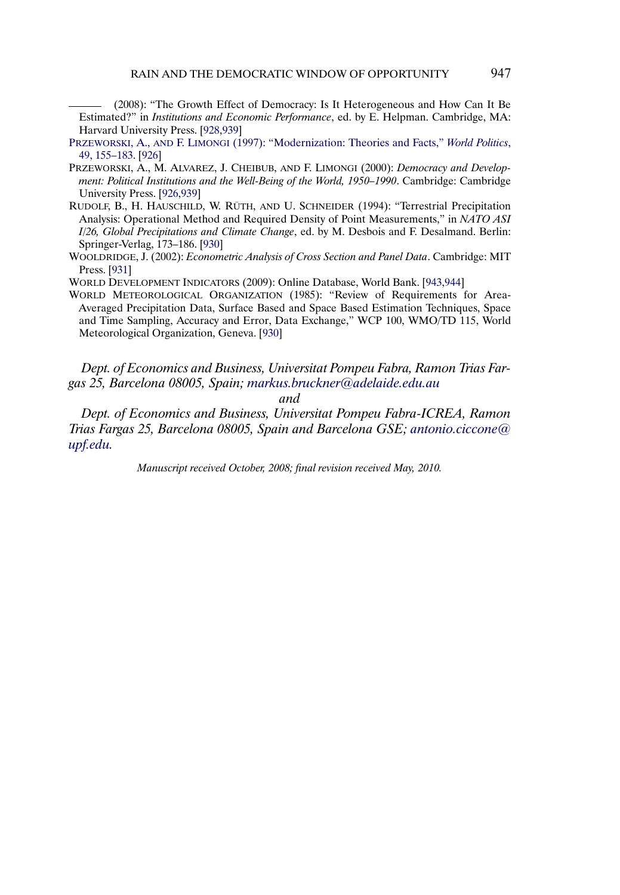——— (2008): "The Growth Effect of Democracy: Is It Heterogeneous and How Can It Be Estimated?" in *Institutions and Economic Performance*, ed. by E. Helpman. Cambridge, MA: Harvard University Press. [928,939]

PRZEWORSKI, A., AND F. LIMONGI (1997): "Modernization: Theories and Facts," *World Politics*, 49, 155–183. [926]

PRZEWORSKI, A., M. ALVAREZ, J. CHEIBUB, AND F. LIMONGI (2000): *Democracy and Development: Political Institutions and the Well-Being of the World, 1950–1990*. Cambridge: Cambridge University Press. [926,939]

RUDOLF, B., H. HAUSCHILD, W. RÜTH, AND U. SCHNEIDER (1994): "Terrestrial Precipitation Analysis: Operational Method and Required Density of Point Measurements," in *NATO ASI I/26, Global Precipitations and Climate Change*, ed. by M. Desbois and F. Desalmand. Berlin: Springer-Verlag, 173–186. [930]

WOOLDRIDGE, J. (2002): *Econometric Analysis of Cross Section and Panel Data*. Cambridge: MIT Press. [931]

WORLD DEVELOPMENT INDICATORS (2009): Online Database, World Bank. [943,944]

WORLD METEOROLOGICAL ORGANIZATION (1985): "Review of Requirements for Area-Averaged Precipitation Data, Surface Based and Space Based Estimation Techniques, Space and Time Sampling, Accuracy and Error, Data Exchange," WCP 100, WMO/TD 115, World Meteorological Organization, Geneva. [930]

*Dept. of Economics and Business, Universitat Pompeu Fabra, Ramon Trias Fargas 25, Barcelona 08005, Spain; markus.bruckner@adelaide.edu.au*

*and*

*Dept. of Economics and Business, Universitat Pompeu Fabra-ICREA, Ramon Trias Fargas 25, Barcelona 08005, Spain and Barcelona GSE; antonio.ciccone@upf.edu.*

*Manuscript received October, 2008; final revision received May, 2010.*